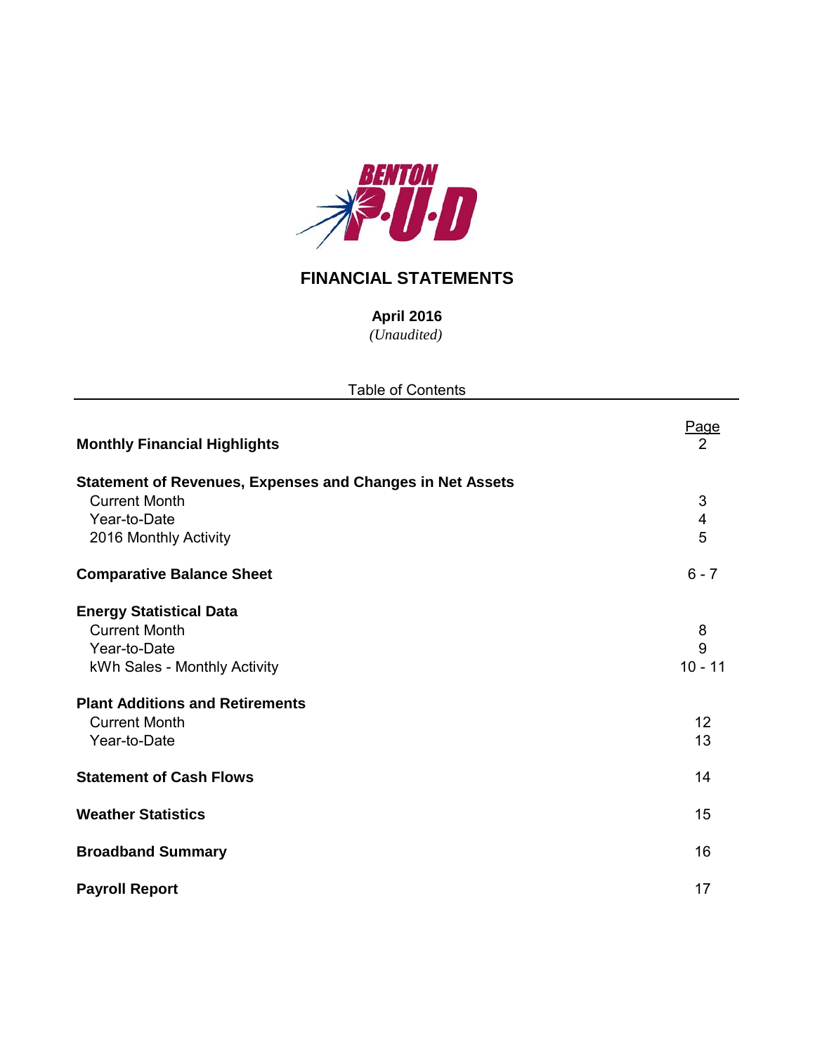BENTON P·U·D

# FINANCIAL STATEMENTS

**April 2016**

*(Unaudited)*

Table of Contents

| | Page |
|---|---|
| **Monthly Financial Highlights** | 2 |
| **Statement of Revenues, Expenses and Changes in Net Assets** | |
| Current Month | 3 |
| Year-to-Date | 4 |
| 2016 Monthly Activity | 5 |
| **Comparative Balance Sheet** | 6 - 7 |
| **Energy Statistical Data** | |
| Current Month | 8 |
| Year-to-Date | 9 |
| kWh Sales - Monthly Activity | 10 - 11 |
| **Plant Additions and Retirements** | |
| Current Month | 12 |
| Year-to-Date | 13 |
| **Statement of Cash Flows** | 14 |
| **Weather Statistics** | 15 |
| **Broadband Summary** | 16 |
| **Payroll Report** | 17 |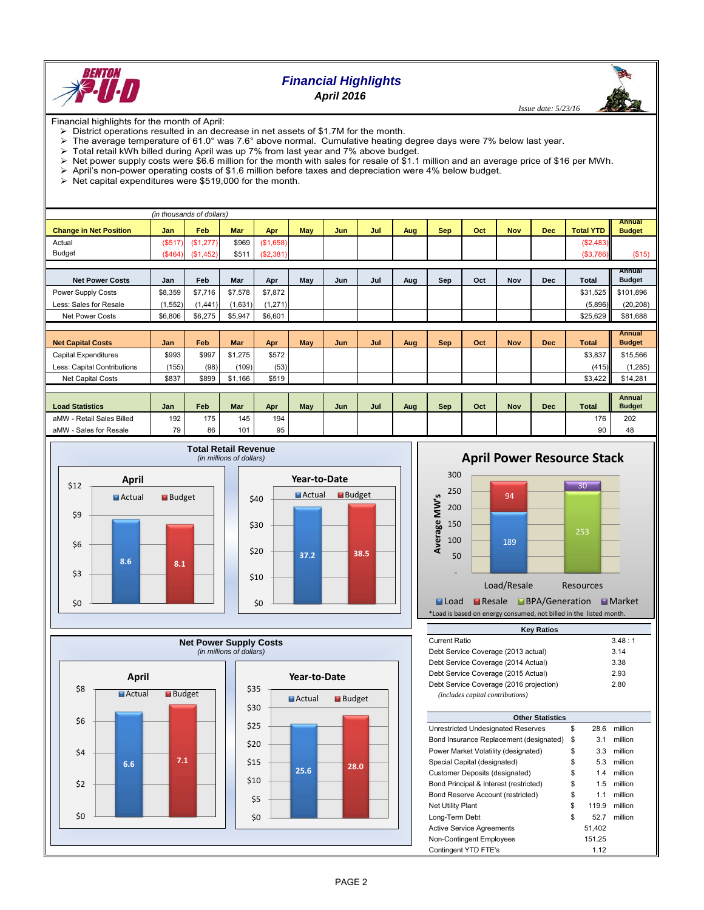# Financial Highlights

## April 2016

*Issue date: 5/23/16*

Financial highlights for the month of April:

- District operations resulted in an decrease in net assets of $1.7M for the month.
- The average temperature of 61.0° was 7.6° above normal. Cumulative heating degree days were 7% below last year.
- Total retail kWh billed during April was up 7% from last year and 7% above budget.
- Net power supply costs were $6.6 million for the month with sales for resale of $1.1 million and an average price of $16 per MWh.
- April's non-power operating costs of $1.6 million before taxes and depreciation were 4% below budget.
- Net capital expenditures were $519,000 for the month.

*(in thousands of dollars)*

| Change in Net Position | Jan | Feb | Mar | Apr | May | Jun | Jul | Aug | Sep | Oct | Nov | Dec | Total YTD | Annual Budget |
|---|---|---|---|---|---|---|---|---|---|---|---|---|---|---|
| Actual | ($517) | ($1,277) | $969 | ($1,658) | | | | | | | | | ($2,483) | |
| Budget | ($464) | ($1,452) | $511 | ($2,381) | | | | | | | | | ($3,786) | ($15) |

| Net Power Costs | Jan | Feb | Mar | Apr | May | Jun | Jul | Aug | Sep | Oct | Nov | Dec | Total | Annual Budget |
|---|---|---|---|---|---|---|---|---|---|---|---|---|---|---|
| Power Supply Costs | $8,359 | $7,716 | $7,578 | $7,872 | | | | | | | | | $31,525 | $101,896 |
| Less: Sales for Resale | (1,552) | (1,441) | (1,631) | (1,271) | | | | | | | | | (5,896) | (20,208) |
| Net Power Costs | $6,806 | $6,275 | $5,947 | $6,601 | | | | | | | | | $25,629 | $81,688 |

| Net Capital Costs | Jan | Feb | Mar | Apr | May | Jun | Jul | Aug | Sep | Oct | Nov | Dec | Total | Annual Budget |
|---|---|---|---|---|---|---|---|---|---|---|---|---|---|---|
| Capital Expenditures | $993 | $997 | $1,275 | $572 | | | | | | | | | $3,837 | $15,566 |
| Less: Capital Contributions | (155) | (98) | (109) | (53) | | | | | | | | | (415) | (1,285) |
| Net Capital Costs | $837 | $899 | $1,166 | $519 | | | | | | | | | $3,422 | $14,281 |

| Load Statistics | Jan | Feb | Mar | Apr | May | Jun | Jul | Aug | Sep | Oct | Nov | Dec | Total | Annual Budget |
|---|---|---|---|---|---|---|---|---|---|---|---|---|---|---|
| aMW - Retail Sales Billed | 192 | 175 | 145 | 194 | | | | | | | | | 176 | 202 |
| aMW - Sales for Resale | 79 | 86 | 101 | 95 | | | | | | | | | 90 | 48 |

**Total Retail Revenue** *(in millions of dollars)*

| | Actual | Budget |
|---|---|---|
| April | 8.6 | 8.1 |
| Year-to-Date | 37.2 | 38.5 |

**April Power Resource Stack** (Average MW's)

| | Load | Resale | BPA/Generation | Market |
|---|---|---|---|---|
| Load/Resale | 189 | 94 | | |
| Resources | | | 253 | 30 |

*Load is based on energy consumed, not billed in the listed month.

**Net Power Supply Costs** *(in millions of dollars)*

| | Actual | Budget |
|---|---|---|
| April | 6.6 | 7.1 |
| Year-to-Date | 25.6 | 28.0 |

| Key Ratios | |
|---|---|
| Current Ratio | 3.48 : 1 |
| Debt Service Coverage (2013 actual) | 3.14 |
| Debt Service Coverage (2014 Actual) | 3.38 |
| Debt Service Coverage (2015 Actual) | 2.93 |
| Debt Service Coverage (2016 projection) | 2.80 |
| *(includes capital contributions)* | |

| Other Statistics | | | |
|---|---|---|---|
| Unrestricted Undesignated Reserves | $ | 28.6 | million |
| Bond Insurance Replacement (designated) | $ | 3.1 | million |
| Power Market Volatility (designated) | $ | 3.3 | million |
| Special Capital (designated) | $ | 5.3 | million |
| Customer Deposits (designated) | $ | 1.4 | million |
| Bond Principal & Interest (restricted) | $ | 1.5 | million |
| Bond Reserve Account (restricted) | $ | 1.1 | million |
| Net Utility Plant | $ | 119.9 | million |
| Long-Term Debt | $ | 52.7 | million |
| Active Service Agreements | | 51,402 | |
| Non-Contingent Employees | | 151.25 | |
| Contingent YTD FTE's | | 1.12 | |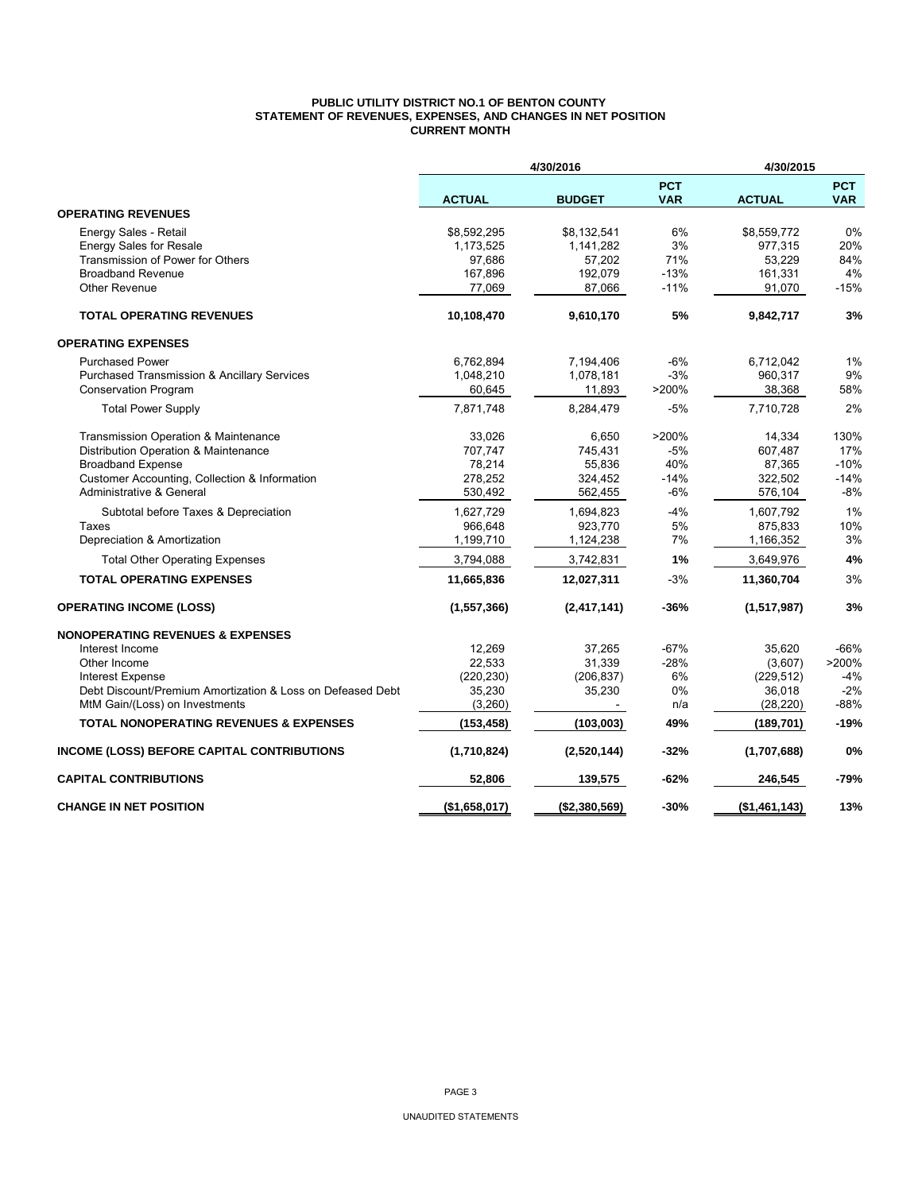**PUBLIC UTILITY DISTRICT NO.1 OF BENTON COUNTY**
**STATEMENT OF REVENUES, EXPENSES, AND CHANGES IN NET POSITION**
**CURRENT MONTH**

| | 4/30/2016 | | | 4/30/2015 | |
|---|---|---|---|---|---|
| | **ACTUAL** | **BUDGET** | **PCT VAR** | **ACTUAL** | **PCT VAR** |
| **OPERATING REVENUES** | | | | | |
| Energy Sales - Retail | $8,592,295 | $8,132,541 | 6% | $8,559,772 | 0% |
| Energy Sales for Resale | 1,173,525 | 1,141,282 | 3% | 977,315 | 20% |
| Transmission of Power for Others | 97,686 | 57,202 | 71% | 53,229 | 84% |
| Broadband Revenue | 167,896 | 192,079 | -13% | 161,331 | 4% |
| Other Revenue | 77,069 | 87,066 | -11% | 91,070 | -15% |
| **TOTAL OPERATING REVENUES** | **10,108,470** | **9,610,170** | **5%** | **9,842,717** | **3%** |
| **OPERATING EXPENSES** | | | | | |
| Purchased Power | 6,762,894 | 7,194,406 | -6% | 6,712,042 | 1% |
| Purchased Transmission & Ancillary Services | 1,048,210 | 1,078,181 | -3% | 960,317 | 9% |
| Conservation Program | 60,645 | 11,893 | >200% | 38,368 | 58% |
| Total Power Supply | 7,871,748 | 8,284,479 | -5% | 7,710,728 | 2% |
| Transmission Operation & Maintenance | 33,026 | 6,650 | >200% | 14,334 | 130% |
| Distribution Operation & Maintenance | 707,747 | 745,431 | -5% | 607,487 | 17% |
| Broadband Expense | 78,214 | 55,836 | 40% | 87,365 | -10% |
| Customer Accounting, Collection & Information | 278,252 | 324,452 | -14% | 322,502 | -14% |
| Administrative & General | 530,492 | 562,455 | -6% | 576,104 | -8% |
| Subtotal before Taxes & Depreciation | 1,627,729 | 1,694,823 | -4% | 1,607,792 | 1% |
| Taxes | 966,648 | 923,770 | 5% | 875,833 | 10% |
| Depreciation & Amortization | 1,199,710 | 1,124,238 | 7% | 1,166,352 | 3% |
| Total Other Operating Expenses | 3,794,088 | 3,742,831 | **1%** | 3,649,976 | **4%** |
| **TOTAL OPERATING EXPENSES** | **11,665,836** | **12,027,311** | -3% | **11,360,704** | 3% |
| **OPERATING INCOME (LOSS)** | **(1,557,366)** | **(2,417,141)** | **-36%** | **(1,517,987)** | **3%** |
| **NONOPERATING REVENUES & EXPENSES** | | | | | |
| Interest Income | 12,269 | 37,265 | -67% | 35,620 | -66% |
| Other Income | 22,533 | 31,339 | -28% | (3,607) | >200% |
| Interest Expense | (220,230) | (206,837) | 6% | (229,512) | -4% |
| Debt Discount/Premium Amortization & Loss on Defeased Debt | 35,230 | 35,230 | 0% | 36,018 | -2% |
| MtM Gain/(Loss) on Investments | (3,260) | - | n/a | (28,220) | -88% |
| **TOTAL NONOPERATING REVENUES & EXPENSES** | **(153,458)** | **(103,003)** | **49%** | **(189,701)** | **-19%** |
| **INCOME (LOSS) BEFORE CAPITAL CONTRIBUTIONS** | **(1,710,824)** | **(2,520,144)** | **-32%** | **(1,707,688)** | **0%** |
| **CAPITAL CONTRIBUTIONS** | **52,806** | **139,575** | **-62%** | **246,545** | **-79%** |
| **CHANGE IN NET POSITION** | **($1,658,017)** | **($2,380,569)** | **-30%** | **($1,461,143)** | **13%** |

UNAUDITED STATEMENTS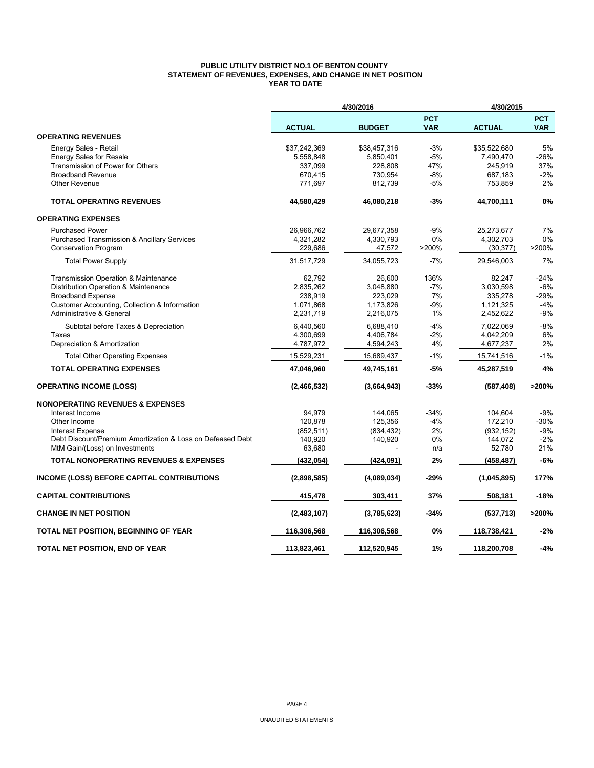**PUBLIC UTILITY DISTRICT NO.1 OF BENTON COUNTY**
**STATEMENT OF REVENUES, EXPENSES, AND CHANGE IN NET POSITION**
**YEAR TO DATE**

| | 4/30/2016 | | | 4/30/2015 | |
|---|---|---|---|---|---|
| | **ACTUAL** | **BUDGET** | **PCT VAR** | **ACTUAL** | **PCT VAR** |
| **OPERATING REVENUES** | | | | | |
| Energy Sales - Retail | $37,242,369 | $38,457,316 | -3% | $35,522,680 | 5% |
| Energy Sales for Resale | 5,558,848 | 5,850,401 | -5% | 7,490,470 | -26% |
| Transmission of Power for Others | 337,099 | 228,808 | 47% | 245,919 | 37% |
| Broadband Revenue | 670,415 | 730,954 | -8% | 687,183 | -2% |
| Other Revenue | 771,697 | 812,739 | -5% | 753,859 | 2% |
| **TOTAL OPERATING REVENUES** | **44,580,429** | **46,080,218** | **-3%** | **44,700,111** | **0%** |
| **OPERATING EXPENSES** | | | | | |
| Purchased Power | 26,966,762 | 29,677,358 | -9% | 25,273,677 | 7% |
| Purchased Transmission & Ancillary Services | 4,321,282 | 4,330,793 | 0% | 4,302,703 | 0% |
| Conservation Program | 229,686 | 47,572 | >200% | (30,377) | >200% |
| Total Power Supply | 31,517,729 | 34,055,723 | -7% | 29,546,003 | 7% |
| Transmission Operation & Maintenance | 62,792 | 26,600 | 136% | 82,247 | -24% |
| Distribution Operation & Maintenance | 2,835,262 | 3,048,880 | -7% | 3,030,598 | -6% |
| Broadband Expense | 238,919 | 223,029 | 7% | 335,278 | -29% |
| Customer Accounting, Collection & Information | 1,071,868 | 1,173,826 | -9% | 1,121,325 | -4% |
| Administrative & General | 2,231,719 | 2,216,075 | 1% | 2,452,622 | -9% |
| Subtotal before Taxes & Depreciation | 6,440,560 | 6,688,410 | -4% | 7,022,069 | -8% |
| Taxes | 4,300,699 | 4,406,784 | -2% | 4,042,209 | 6% |
| Depreciation & Amortization | 4,787,972 | 4,594,243 | 4% | 4,677,237 | 2% |
| Total Other Operating Expenses | 15,529,231 | 15,689,437 | -1% | 15,741,516 | -1% |
| **TOTAL OPERATING EXPENSES** | **47,046,960** | **49,745,161** | **-5%** | **45,287,519** | **4%** |
| **OPERATING INCOME (LOSS)** | **(2,466,532)** | **(3,664,943)** | **-33%** | **(587,408)** | **>200%** |
| **NONOPERATING REVENUES & EXPENSES** | | | | | |
| Interest Income | 94,979 | 144,065 | -34% | 104,604 | -9% |
| Other Income | 120,878 | 125,356 | -4% | 172,210 | -30% |
| Interest Expense | (852,511) | (834,432) | 2% | (932,152) | -9% |
| Debt Discount/Premium Amortization & Loss on Defeased Debt | 140,920 | 140,920 | 0% | 144,072 | -2% |
| MtM Gain/(Loss) on Investments | 63,680 | - | n/a | 52,780 | 21% |
| **TOTAL NONOPERATING REVENUES & EXPENSES** | **(432,054)** | **(424,091)** | **2%** | **(458,487)** | **-6%** |
| **INCOME (LOSS) BEFORE CAPITAL CONTRIBUTIONS** | **(2,898,585)** | **(4,089,034)** | **-29%** | **(1,045,895)** | **177%** |
| **CAPITAL CONTRIBUTIONS** | **415,478** | **303,411** | **37%** | **508,181** | **-18%** |
| **CHANGE IN NET POSITION** | **(2,483,107)** | **(3,785,623)** | **-34%** | **(537,713)** | **>200%** |
| **TOTAL NET POSITION, BEGINNING OF YEAR** | **116,306,568** | **116,306,568** | **0%** | **118,738,421** | **-2%** |
| **TOTAL NET POSITION, END OF YEAR** | **113,823,461** | **112,520,945** | **1%** | **118,200,708** | **-4%** |

UNAUDITED STATEMENTS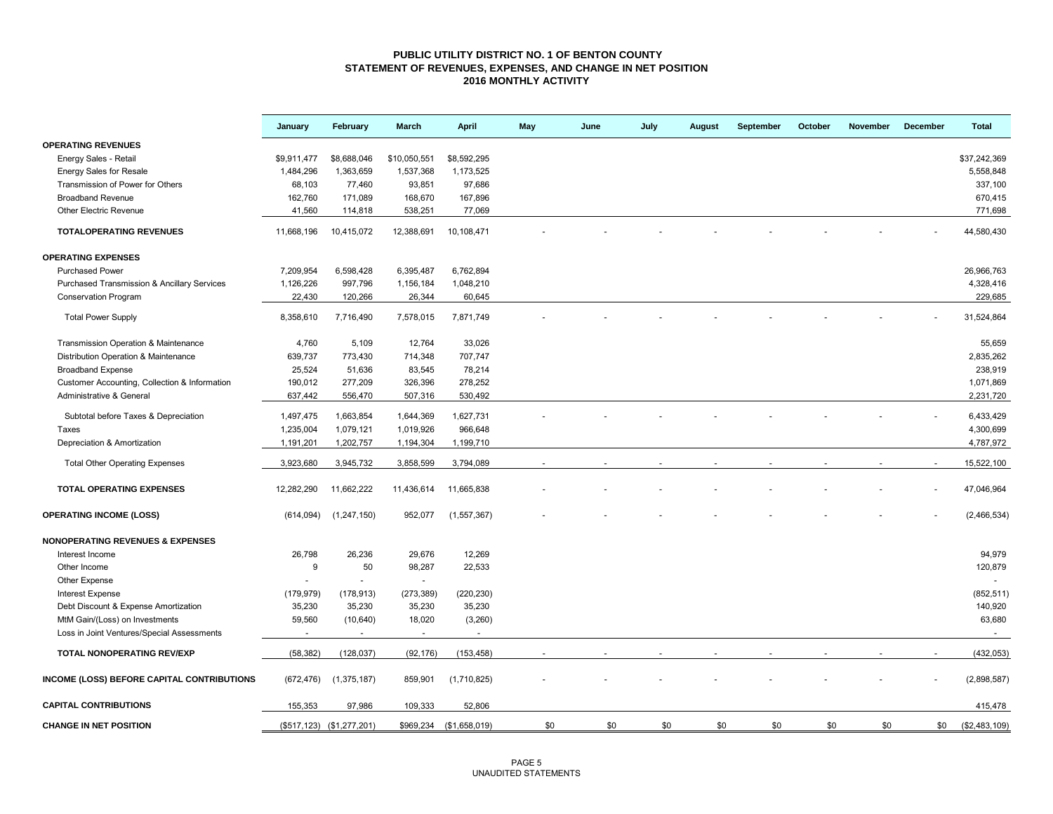**PUBLIC UTILITY DISTRICT NO. 1 OF BENTON COUNTY**
**STATEMENT OF REVENUES, EXPENSES, AND CHANGE IN NET POSITION**
**2016 MONTHLY ACTIVITY**

| | January | February | March | April | May | June | July | August | September | October | November | December | Total |
|---|---|---|---|---|---|---|---|---|---|---|---|---|---|
| **OPERATING REVENUES** | | | | | | | | | | | | | |
| Energy Sales - Retail | $9,911,477 | $8,688,046 | $10,050,551 | $8,592,295 | | | | | | | | | $37,242,369 |
| Energy Sales for Resale | 1,484,296 | 1,363,659 | 1,537,368 | 1,173,525 | | | | | | | | | 5,558,848 |
| Transmission of Power for Others | 68,103 | 77,460 | 93,851 | 97,686 | | | | | | | | | 337,100 |
| Broadband Revenue | 162,760 | 171,089 | 168,670 | 167,896 | | | | | | | | | 670,415 |
| Other Electric Revenue | 41,560 | 114,818 | 538,251 | 77,069 | | | | | | | | | 771,698 |
| **TOTALOPERATING REVENUES** | 11,668,196 | 10,415,072 | 12,388,691 | 10,108,471 | - | - | - | - | - | - | - | - | 44,580,430 |
| **OPERATING EXPENSES** | | | | | | | | | | | | | |
| Purchased Power | 7,209,954 | 6,598,428 | 6,395,487 | 6,762,894 | | | | | | | | | 26,966,763 |
| Purchased Transmission & Ancillary Services | 1,126,226 | 997,796 | 1,156,184 | 1,048,210 | | | | | | | | | 4,328,416 |
| Conservation Program | 22,430 | 120,266 | 26,344 | 60,645 | | | | | | | | | 229,685 |
| Total Power Supply | 8,358,610 | 7,716,490 | 7,578,015 | 7,871,749 | - | - | - | - | - | - | - | - | 31,524,864 |
| Transmission Operation & Maintenance | 4,760 | 5,109 | 12,764 | 33,026 | | | | | | | | | 55,659 |
| Distribution Operation & Maintenance | 639,737 | 773,430 | 714,348 | 707,747 | | | | | | | | | 2,835,262 |
| Broadband Expense | 25,524 | 51,636 | 83,545 | 78,214 | | | | | | | | | 238,919 |
| Customer Accounting, Collection & Information | 190,012 | 277,209 | 326,396 | 278,252 | | | | | | | | | 1,071,869 |
| Administrative & General | 637,442 | 556,470 | 507,316 | 530,492 | | | | | | | | | 2,231,720 |
| Subtotal before Taxes & Depreciation | 1,497,475 | 1,663,854 | 1,644,369 | 1,627,731 | - | - | - | - | - | - | - | - | 6,433,429 |
| Taxes | 1,235,004 | 1,079,121 | 1,019,926 | 966,648 | | | | | | | | | 4,300,699 |
| Depreciation & Amortization | 1,191,201 | 1,202,757 | 1,194,304 | 1,199,710 | | | | | | | | | 4,787,972 |
| Total Other Operating Expenses | 3,923,680 | 3,945,732 | 3,858,599 | 3,794,089 | - | - | - | - | - | - | - | - | 15,522,100 |
| **TOTAL OPERATING EXPENSES** | 12,282,290 | 11,662,222 | 11,436,614 | 11,665,838 | - | - | - | - | - | - | - | - | 47,046,964 |
| **OPERATING INCOME (LOSS)** | (614,094) | (1,247,150) | 952,077 | (1,557,367) | - | - | - | - | - | - | - | - | (2,466,534) |
| **NONOPERATING REVENUES & EXPENSES** | | | | | | | | | | | | | |
| Interest Income | 26,798 | 26,236 | 29,676 | 12,269 | | | | | | | | | 94,979 |
| Other Income | 9 | 50 | 98,287 | 22,533 | | | | | | | | | 120,879 |
| Other Expense | - | - | - | | | | | | | | | | - |
| Interest Expense | (179,979) | (178,913) | (273,389) | (220,230) | | | | | | | | | (852,511) |
| Debt Discount & Expense Amortization | 35,230 | 35,230 | 35,230 | 35,230 | | | | | | | | | 140,920 |
| MtM Gain/(Loss) on Investments | 59,560 | (10,640) | 18,020 | (3,260) | | | | | | | | | 63,680 |
| Loss in Joint Ventures/Special Assessments | - | - | - | - | | | | | | | | | - |
| **TOTAL NONOPERATING REV/EXP** | (58,382) | (128,037) | (92,176) | (153,458) | - | - | - | - | - | - | - | - | (432,053) |
| **INCOME (LOSS) BEFORE CAPITAL CONTRIBUTIONS** | (672,476) | (1,375,187) | 859,901 | (1,710,825) | - | - | - | - | - | - | - | - | (2,898,587) |
| **CAPITAL CONTRIBUTIONS** | 155,353 | 97,986 | 109,333 | 52,806 | | | | | | | | | 415,478 |
| **CHANGE IN NET POSITION** | ($517,123) | ($1,277,201) | $969,234 | ($1,658,019) | $0 | $0 | $0 | $0 | $0 | $0 | $0 | $0 | ($2,483,109) |

UNAUDITED STATEMENTS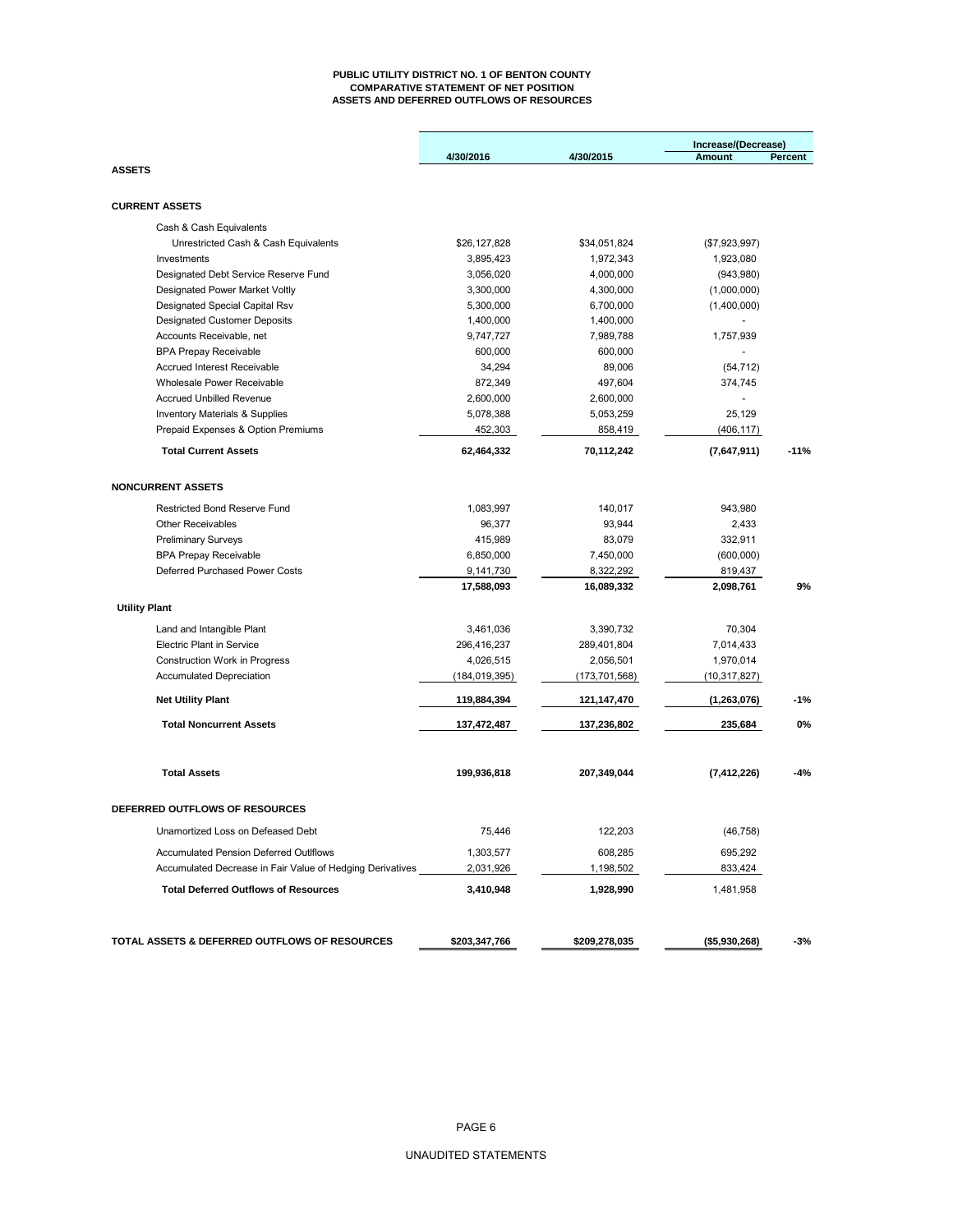# PUBLIC UTILITY DISTRICT NO. 1 OF BENTON COUNTY
## COMPARATIVE STATEMENT OF NET POSITION
## ASSETS AND DEFERRED OUTFLOWS OF RESOURCES

| | 4/30/2016 | 4/30/2015 | Increase/(Decrease) Amount | Percent |
|---|---|---|---|---|
| **ASSETS** | | | | |
| **CURRENT ASSETS** | | | | |
| Cash & Cash Equivalents | | | | |
| Unrestricted Cash & Cash Equivalents | $26,127,828 | $34,051,824 | ($7,923,997) | |
| Investments | 3,895,423 | 1,972,343 | 1,923,080 | |
| Designated Debt Service Reserve Fund | 3,056,020 | 4,000,000 | (943,980) | |
| Designated Power Market Voltly | 3,300,000 | 4,300,000 | (1,000,000) | |
| Designated Special Capital Rsv | 5,300,000 | 6,700,000 | (1,400,000) | |
| Designated Customer Deposits | 1,400,000 | 1,400,000 | - | |
| Accounts Receivable, net | 9,747,727 | 7,989,788 | 1,757,939 | |
| BPA Prepay Receivable | 600,000 | 600,000 | - | |
| Accrued Interest Receivable | 34,294 | 89,006 | (54,712) | |
| Wholesale Power Receivable | 872,349 | 497,604 | 374,745 | |
| Accrued Unbilled Revenue | 2,600,000 | 2,600,000 | - | |
| Inventory Materials & Supplies | 5,078,388 | 5,053,259 | 25,129 | |
| Prepaid Expenses & Option Premiums | 452,303 | 858,419 | (406,117) | |
| **Total Current Assets** | **62,464,332** | **70,112,242** | **(7,647,911)** | **-11%** |
| **NONCURRENT ASSETS** | | | | |
| Restricted Bond Reserve Fund | 1,083,997 | 140,017 | 943,980 | |
| Other Receivables | 96,377 | 93,944 | 2,433 | |
| Preliminary Surveys | 415,989 | 83,079 | 332,911 | |
| BPA Prepay Receivable | 6,850,000 | 7,450,000 | (600,000) | |
| Deferred Purchased Power Costs | 9,141,730 | 8,322,292 | 819,437 | |
| | **17,588,093** | **16,089,332** | **2,098,761** | **9%** |
| **Utility Plant** | | | | |
| Land and Intangible Plant | 3,461,036 | 3,390,732 | 70,304 | |
| Electric Plant in Service | 296,416,237 | 289,401,804 | 7,014,433 | |
| Construction Work in Progress | 4,026,515 | 2,056,501 | 1,970,014 | |
| Accumulated Depreciation | (184,019,395) | (173,701,568) | (10,317,827) | |
| **Net Utility Plant** | **119,884,394** | **121,147,470** | **(1,263,076)** | **-1%** |
| **Total Noncurrent Assets** | **137,472,487** | **137,236,802** | **235,684** | **0%** |
| **Total Assets** | **199,936,818** | **207,349,044** | **(7,412,226)** | **-4%** |
| **DEFERRED OUTFLOWS OF RESOURCES** | | | | |
| Unamortized Loss on Defeased Debt | 75,446 | 122,203 | (46,758) | |
| Accumulated Pension Deferred Outlflows | 1,303,577 | 608,285 | 695,292 | |
| Accumulated Decrease in Fair Value of Hedging Derivatives | 2,031,926 | 1,198,502 | 833,424 | |
| **Total Deferred Outflows of Resources** | **3,410,948** | **1,928,990** | 1,481,958 | |
| **TOTAL ASSETS & DEFERRED OUTFLOWS OF RESOURCES** | **$203,347,766** | **$209,278,035** | **($5,930,268)** | **-3%** |

UNAUDITED STATEMENTS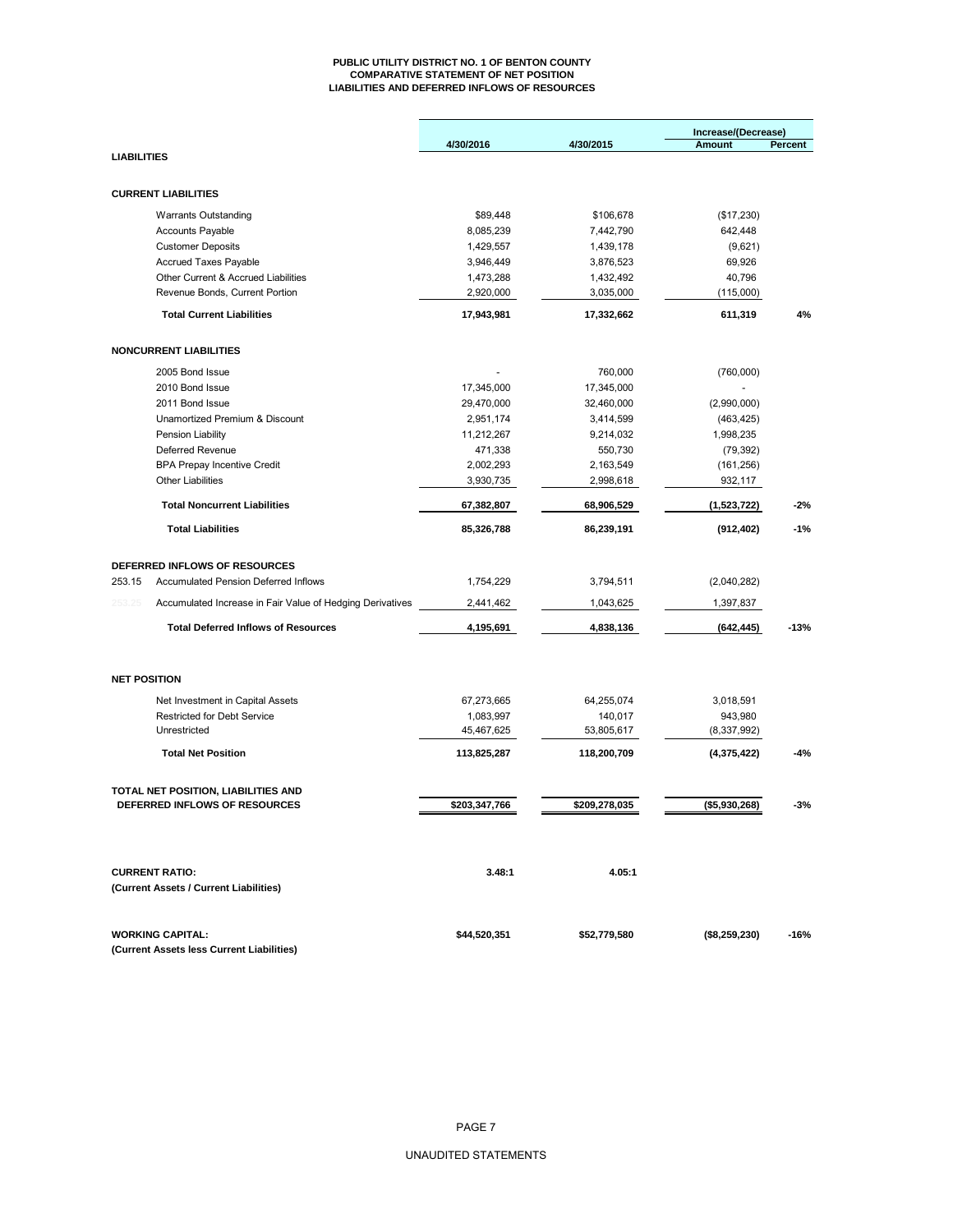# PUBLIC UTILITY DISTRICT NO. 1 OF BENTON COUNTY
## COMPARATIVE STATEMENT OF NET POSITION
## LIABILITIES AND DEFERRED INFLOWS OF RESOURCES

| | 4/30/2016 | 4/30/2015 | Increase/(Decrease) Amount | Percent |
|---|---|---|---|---|
| **LIABILITIES** | | | | |
| **CURRENT LIABILITIES** | | | | |
| Warrants Outstanding | $89,448 | $106,678 | ($17,230) | |
| Accounts Payable | 8,085,239 | 7,442,790 | 642,448 | |
| Customer Deposits | 1,429,557 | 1,439,178 | (9,621) | |
| Accrued Taxes Payable | 3,946,449 | 3,876,523 | 69,926 | |
| Other Current & Accrued Liabilities | 1,473,288 | 1,432,492 | 40,796 | |
| Revenue Bonds, Current Portion | 2,920,000 | 3,035,000 | (115,000) | |
| **Total Current Liabilities** | **17,943,981** | **17,332,662** | **611,319** | **4%** |
| **NONCURRENT LIABILITIES** | | | | |
| 2005 Bond Issue | - | 760,000 | (760,000) | |
| 2010 Bond Issue | 17,345,000 | 17,345,000 | - | |
| 2011 Bond Issue | 29,470,000 | 32,460,000 | (2,990,000) | |
| Unamortized Premium & Discount | 2,951,174 | 3,414,599 | (463,425) | |
| Pension Liability | 11,212,267 | 9,214,032 | 1,998,235 | |
| Deferred Revenue | 471,338 | 550,730 | (79,392) | |
| BPA Prepay Incentive Credit | 2,002,293 | 2,163,549 | (161,256) | |
| Other Liabilities | 3,930,735 | 2,998,618 | 932,117 | |
| **Total Noncurrent Liabilities** | **67,382,807** | **68,906,529** | **(1,523,722)** | **-2%** |
| **Total Liabilities** | **85,326,788** | **86,239,191** | **(912,402)** | **-1%** |
| **DEFERRED INFLOWS OF RESOURCES** | | | | |
| 253.15 Accumulated Pension Deferred Inflows | 1,754,229 | 3,794,511 | (2,040,282) | |
| 253.25 Accumulated Increase in Fair Value of Hedging Derivatives | 2,441,462 | 1,043,625 | 1,397,837 | |
| **Total Deferred Inflows of Resources** | **4,195,691** | **4,838,136** | **(642,445)** | **-13%** |
| **NET POSITION** | | | | |
| Net Investment in Capital Assets | 67,273,665 | 64,255,074 | 3,018,591 | |
| Restricted for Debt Service | 1,083,997 | 140,017 | 943,980 | |
| Unrestricted | 45,467,625 | 53,805,617 | (8,337,992) | |
| **Total Net Position** | **113,825,287** | **118,200,709** | **(4,375,422)** | **-4%** |
| **TOTAL NET POSITION, LIABILITIES AND DEFERRED INFLOWS OF RESOURCES** | **$203,347,766** | **$209,278,035** | **($5,930,268)** | **-3%** |
| **CURRENT RATIO:** (Current Assets / Current Liabilities) | **3.48:1** | **4.05:1** | | |
| **WORKING CAPITAL:** (Current Assets less Current Liabilities) | **$44,520,351** | **$52,779,580** | **($8,259,230)** | **-16%** |

UNAUDITED STATEMENTS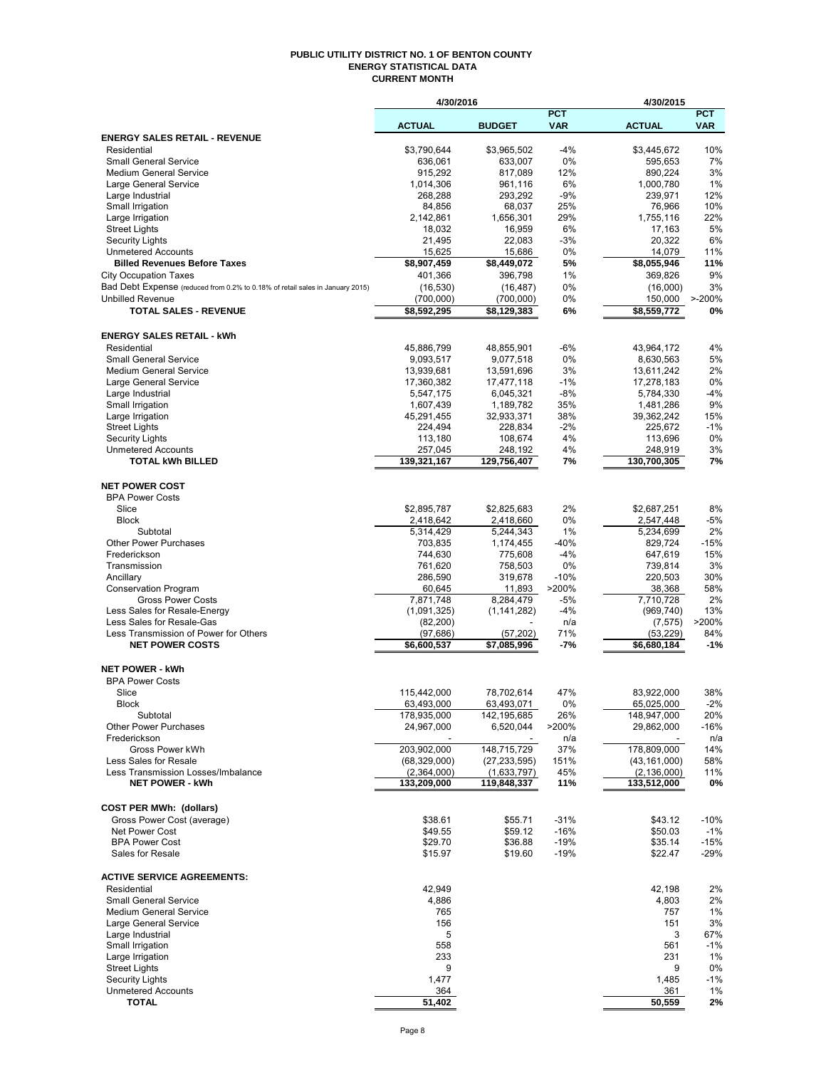# PUBLIC UTILITY DISTRICT NO. 1 OF BENTON COUNTY
## ENERGY STATISTICAL DATA
### CURRENT MONTH

| | 4/30/2016 | | | 4/30/2015 | |
|---|---|---|---|---|---|
| | **ACTUAL** | **BUDGET** | **PCT VAR** | **ACTUAL** | **PCT VAR** |
| **ENERGY SALES RETAIL - REVENUE** | | | | | |
| Residential | $3,790,644 | $3,965,502 | -4% | $3,445,672 | 10% |
| Small General Service | 636,061 | 633,007 | 0% | 595,653 | 7% |
| Medium General Service | 915,292 | 817,089 | 12% | 890,224 | 3% |
| Large General Service | 1,014,306 | 961,116 | 6% | 1,000,780 | 1% |
| Large Industrial | 268,288 | 293,292 | -9% | 239,971 | 12% |
| Small Irrigation | 84,856 | 68,037 | 25% | 76,966 | 10% |
| Large Irrigation | 2,142,861 | 1,656,301 | 29% | 1,755,116 | 22% |
| Street Lights | 18,032 | 16,959 | 6% | 17,163 | 5% |
| Security Lights | 21,495 | 22,083 | -3% | 20,322 | 6% |
| Unmetered Accounts | 15,625 | 15,686 | 0% | 14,079 | 11% |
| **Billed Revenues Before Taxes** | **$8,907,459** | **$8,449,072** | **5%** | **$8,055,946** | **11%** |
| City Occupation Taxes | 401,366 | 396,798 | 1% | 369,826 | 9% |
| Bad Debt Expense (reduced from 0.2% to 0.18% of retail sales in January 2015) | (16,530) | (16,487) | 0% | (16,000) | 3% |
| Unbilled Revenue | (700,000) | (700,000) | 0% | 150,000 | >-200% |
| **TOTAL SALES - REVENUE** | **$8,592,295** | **$8,129,383** | **6%** | **$8,559,772** | **0%** |
| | | | | | |
| **ENERGY SALES RETAIL - kWh** | | | | | |
| Residential | 45,886,799 | 48,855,901 | -6% | 43,964,172 | 4% |
| Small General Service | 9,093,517 | 9,077,518 | 0% | 8,630,563 | 5% |
| Medium General Service | 13,939,681 | 13,591,696 | 3% | 13,611,242 | 2% |
| Large General Service | 17,360,382 | 17,477,118 | -1% | 17,278,183 | 0% |
| Large Industrial | 5,547,175 | 6,045,321 | -8% | 5,784,330 | -4% |
| Small Irrigation | 1,607,439 | 1,189,782 | 35% | 1,481,286 | 9% |
| Large Irrigation | 45,291,455 | 32,933,371 | 38% | 39,362,242 | 15% |
| Street Lights | 224,494 | 228,834 | -2% | 225,672 | -1% |
| Security Lights | 113,180 | 108,674 | 4% | 113,696 | 0% |
| Unmetered Accounts | 257,045 | 248,192 | 4% | 248,919 | 3% |
| **TOTAL kWh BILLED** | **139,321,167** | **129,756,407** | **7%** | **130,700,305** | **7%** |
| | | | | | |
| **NET POWER COST** | | | | | |
| BPA Power Costs | | | | | |
| Slice | $2,895,787 | $2,825,683 | 2% | $2,687,251 | 8% |
| Block | 2,418,642 | 2,418,660 | 0% | 2,547,448 | -5% |
| Subtotal | 5,314,429 | 5,244,343 | 1% | 5,234,699 | 2% |
| Other Power Purchases | 703,835 | 1,174,455 | -40% | 829,724 | -15% |
| Frederickson | 744,630 | 775,608 | -4% | 647,619 | 15% |
| Transmission | 761,620 | 758,503 | 0% | 739,814 | 3% |
| Ancillary | 286,590 | 319,678 | -10% | 220,503 | 30% |
| Conservation Program | 60,645 | 11,893 | >200% | 38,368 | 58% |
| Gross Power Costs | 7,871,748 | 8,284,479 | -5% | 7,710,728 | 2% |
| Less Sales for Resale-Energy | (1,091,325) | (1,141,282) | -4% | (969,740) | 13% |
| Less Sales for Resale-Gas | (82,200) | - | n/a | (7,575) | >200% |
| Less Transmission of Power for Others | (97,686) | (57,202) | 71% | (53,229) | 84% |
| **NET POWER COSTS** | **$6,600,537** | **$7,085,996** | **-7%** | **$6,680,184** | **-1%** |
| | | | | | |
| **NET POWER - kWh** | | | | | |
| BPA Power Costs | | | | | |
| Slice | 115,442,000 | 78,702,614 | 47% | 83,922,000 | 38% |
| Block | 63,493,000 | 63,493,071 | 0% | 65,025,000 | -2% |
| Subtotal | 178,935,000 | 142,195,685 | 26% | 148,947,000 | 20% |
| Other Power Purchases | 24,967,000 | 6,520,044 | >200% | 29,862,000 | -16% |
| Frederickson | - | - | n/a | - | n/a |
| Gross Power kWh | 203,902,000 | 148,715,729 | 37% | 178,809,000 | 14% |
| Less Sales for Resale | (68,329,000) | (27,233,595) | 151% | (43,161,000) | 58% |
| Less Transmission Losses/Imbalance | (2,364,000) | (1,633,797) | 45% | (2,136,000) | 11% |
| **NET POWER - kWh** | **133,209,000** | **119,848,337** | **11%** | **133,512,000** | **0%** |
| | | | | | |
| **COST PER MWh: (dollars)** | | | | | |
| Gross Power Cost (average) | $38.61 | $55.71 | -31% | $43.12 | -10% |
| Net Power Cost | $49.55 | $59.12 | -16% | $50.03 | -1% |
| BPA Power Cost | $29.70 | $36.88 | -19% | $35.14 | -15% |
| Sales for Resale | $15.97 | $19.60 | -19% | $22.47 | -29% |
| | | | | | |
| **ACTIVE SERVICE AGREEMENTS:** | | | | | |
| Residential | 42,949 | | | 42,198 | 2% |
| Small General Service | 4,886 | | | 4,803 | 2% |
| Medium General Service | 765 | | | 757 | 1% |
| Large General Service | 156 | | | 151 | 3% |
| Large Industrial | 5 | | | 3 | 67% |
| Small Irrigation | 558 | | | 561 | -1% |
| Large Irrigation | 233 | | | 231 | 1% |
| Street Lights | 9 | | | 9 | 0% |
| Security Lights | 1,477 | | | 1,485 | -1% |
| Unmetered Accounts | 364 | | | 361 | 1% |
| **TOTAL** | **51,402** | | | **50,559** | **2%** |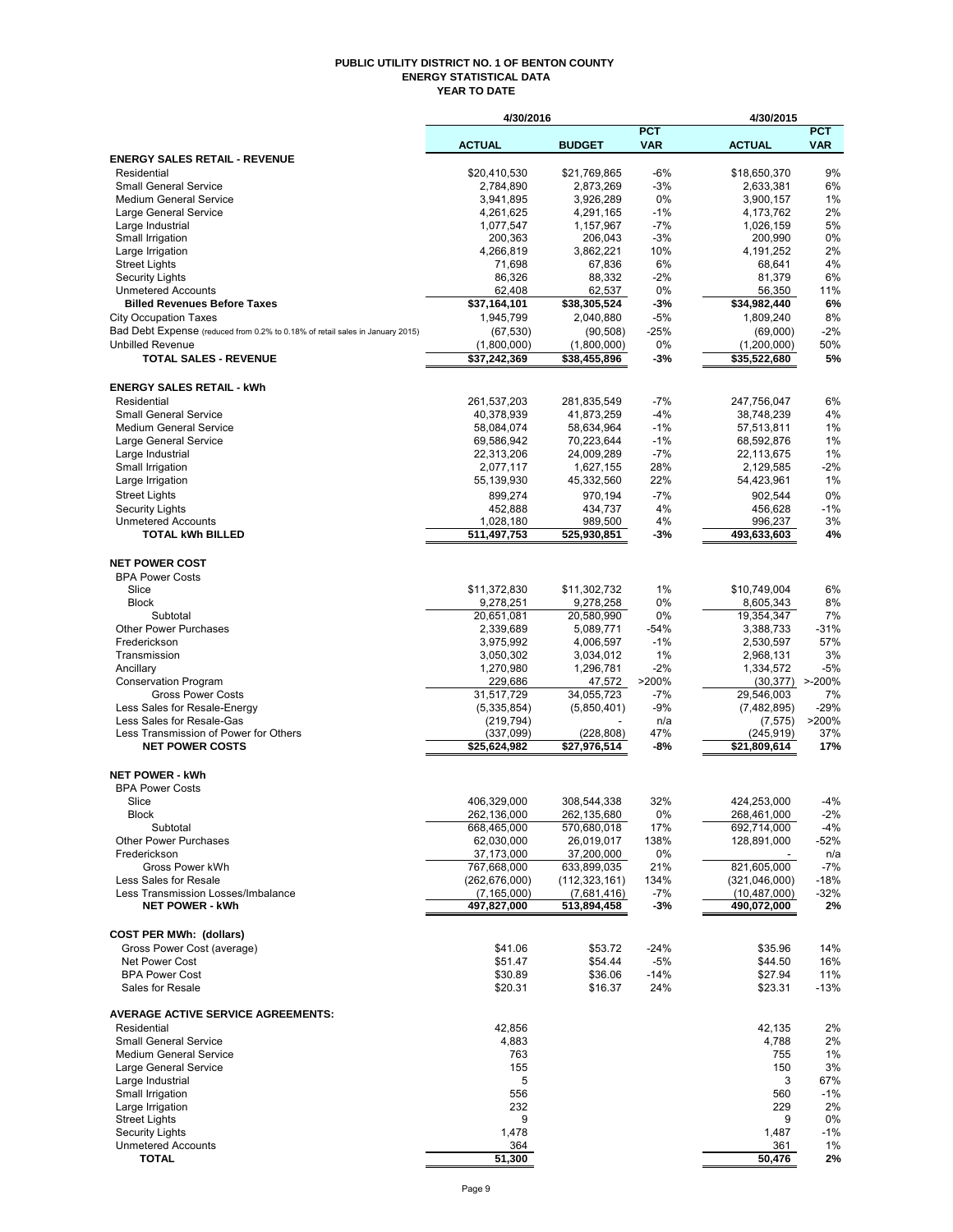# PUBLIC UTILITY DISTRICT NO. 1 OF BENTON COUNTY
## ENERGY STATISTICAL DATA
### YEAR TO DATE

| | 4/30/2016 | | | 4/30/2015 | |
|---|---|---|---|---|---|
| | ACTUAL | BUDGET | PCT VAR | ACTUAL | PCT VAR |
| **ENERGY SALES RETAIL - REVENUE** | | | | | |
| Residential | $20,410,530 | $21,769,865 | -6% | $18,650,370 | 9% |
| Small General Service | 2,784,890 | 2,873,269 | -3% | 2,633,381 | 6% |
| Medium General Service | 3,941,895 | 3,926,289 | 0% | 3,900,157 | 1% |
| Large General Service | 4,261,625 | 4,291,165 | -1% | 4,173,762 | 2% |
| Large Industrial | 1,077,547 | 1,157,967 | -7% | 1,026,159 | 5% |
| Small Irrigation | 200,363 | 206,043 | -3% | 200,990 | 0% |
| Large Irrigation | 4,266,819 | 3,862,221 | 10% | 4,191,252 | 2% |
| Street Lights | 71,698 | 67,836 | 6% | 68,641 | 4% |
| Security Lights | 86,326 | 88,332 | -2% | 81,379 | 6% |
| Unmetered Accounts | 62,408 | 62,537 | 0% | 56,350 | 11% |
| **Billed Revenues Before Taxes** | **$37,164,101** | **$38,305,524** | **-3%** | **$34,982,440** | **6%** |
| City Occupation Taxes | 1,945,799 | 2,040,880 | -5% | 1,809,240 | 8% |
| Bad Debt Expense (reduced from 0.2% to 0.18% of retail sales in January 2015) | (67,530) | (90,508) | -25% | (69,000) | -2% |
| Unbilled Revenue | (1,800,000) | (1,800,000) | 0% | (1,200,000) | 50% |
| **TOTAL SALES - REVENUE** | **$37,242,369** | **$38,455,896** | **-3%** | **$35,522,680** | **5%** |
| | | | | | |
| **ENERGY SALES RETAIL - kWh** | | | | | |
| Residential | 261,537,203 | 281,835,549 | -7% | 247,756,047 | 6% |
| Small General Service | 40,378,939 | 41,873,259 | -4% | 38,748,239 | 4% |
| Medium General Service | 58,084,074 | 58,634,964 | -1% | 57,513,811 | 1% |
| Large General Service | 69,586,942 | 70,223,644 | -1% | 68,592,876 | 1% |
| Large Industrial | 22,313,206 | 24,009,289 | -7% | 22,113,675 | 1% |
| Small Irrigation | 2,077,117 | 1,627,155 | 28% | 2,129,585 | -2% |
| Large Irrigation | 55,139,930 | 45,332,560 | 22% | 54,423,961 | 1% |
| Street Lights | 899,274 | 970,194 | -7% | 902,544 | 0% |
| Security Lights | 452,888 | 434,737 | 4% | 456,628 | -1% |
| Unmetered Accounts | 1,028,180 | 989,500 | 4% | 996,237 | 3% |
| **TOTAL kWh BILLED** | **511,497,753** | **525,930,851** | **-3%** | **493,633,603** | **4%** |
| | | | | | |
| **NET POWER COST** | | | | | |
| BPA Power Costs | | | | | |
| Slice | $11,372,830 | $11,302,732 | 1% | $10,749,004 | 6% |
| Block | 9,278,251 | 9,278,258 | 0% | 8,605,343 | 8% |
| Subtotal | 20,651,081 | 20,580,990 | 0% | 19,354,347 | 7% |
| Other Power Purchases | 2,339,689 | 5,089,771 | -54% | 3,388,733 | -31% |
| Frederickson | 3,975,992 | 4,006,597 | -1% | 2,530,597 | 57% |
| Transmission | 3,050,302 | 3,034,012 | 1% | 2,968,131 | 3% |
| Ancillary | 1,270,980 | 1,296,781 | -2% | 1,334,572 | -5% |
| Conservation Program | 229,686 | 47,572 | >200% | (30,377) | >-200% |
| Gross Power Costs | 31,517,729 | 34,055,723 | -7% | 29,546,003 | 7% |
| Less Sales for Resale-Energy | (5,335,854) | (5,850,401) | -9% | (7,482,895) | -29% |
| Less Sales for Resale-Gas | (219,794) | - | n/a | (7,575) | >200% |
| Less Transmission of Power for Others | (337,099) | (228,808) | 47% | (245,919) | 37% |
| **NET POWER COSTS** | **$25,624,982** | **$27,976,514** | **-8%** | **$21,809,614** | **17%** |
| | | | | | |
| **NET POWER - kWh** | | | | | |
| BPA Power Costs | | | | | |
| Slice | 406,329,000 | 308,544,338 | 32% | 424,253,000 | -4% |
| Block | 262,136,000 | 262,135,680 | 0% | 268,461,000 | -2% |
| Subtotal | 668,465,000 | 570,680,018 | 17% | 692,714,000 | -4% |
| Other Power Purchases | 62,030,000 | 26,019,017 | 138% | 128,891,000 | -52% |
| Frederickson | 37,173,000 | 37,200,000 | 0% | - | n/a |
| Gross Power kWh | 767,668,000 | 633,899,035 | 21% | 821,605,000 | -7% |
| Less Sales for Resale | (262,676,000) | (112,323,161) | 134% | (321,046,000) | -18% |
| Less Transmission Losses/Imbalance | (7,165,000) | (7,681,416) | -7% | (10,487,000) | -32% |
| **NET POWER - kWh** | **497,827,000** | **513,894,458** | **-3%** | **490,072,000** | **2%** |
| | | | | | |
| **COST PER MWh: (dollars)** | | | | | |
| Gross Power Cost (average) | $41.06 | $53.72 | -24% | $35.96 | 14% |
| Net Power Cost | $51.47 | $54.44 | -5% | $44.50 | 16% |
| BPA Power Cost | $30.89 | $36.06 | -14% | $27.94 | 11% |
| Sales for Resale | $20.31 | $16.37 | 24% | $23.31 | -13% |
| | | | | | |
| **AVERAGE ACTIVE SERVICE AGREEMENTS:** | | | | | |
| Residential | 42,856 | | | 42,135 | 2% |
| Small General Service | 4,883 | | | 4,788 | 2% |
| Medium General Service | 763 | | | 755 | 1% |
| Large General Service | 155 | | | 150 | 3% |
| Large Industrial | 5 | | | 3 | 67% |
| Small Irrigation | 556 | | | 560 | -1% |
| Large Irrigation | 232 | | | 229 | 2% |
| Street Lights | 9 | | | 9 | 0% |
| Security Lights | 1,478 | | | 1,487 | -1% |
| Unmetered Accounts | 364 | | | 361 | 1% |
| **TOTAL** | **51,300** | | | **50,476** | **2%** |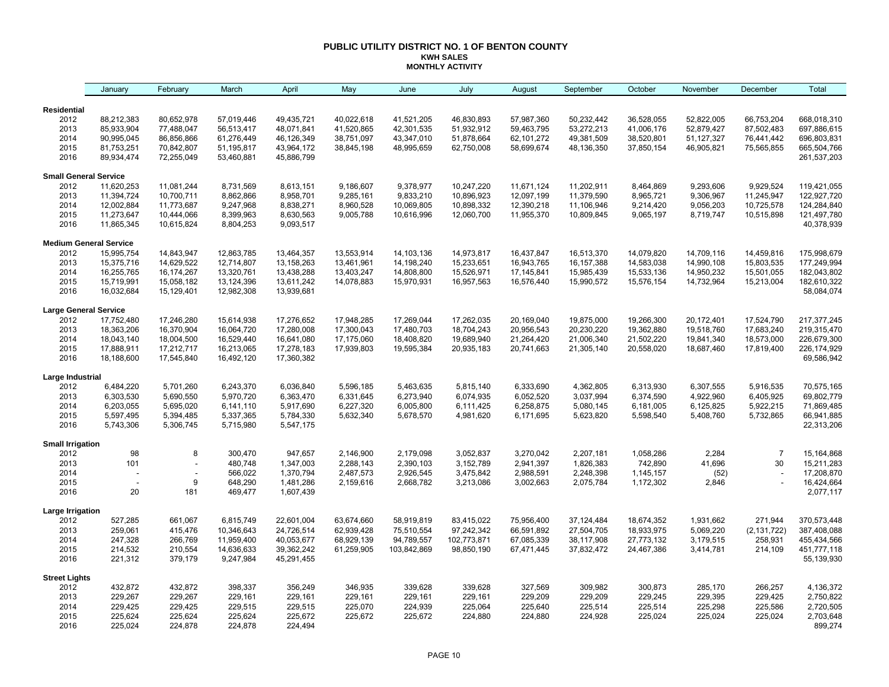# PUBLIC UTILITY DISTRICT NO. 1 OF BENTON COUNTY

## KWH SALES

### MONTHLY ACTIVITY

| | January | February | March | April | May | June | July | August | September | October | November | December | Total |
|---|---|---|---|---|---|---|---|---|---|---|---|---|---|
| **Residential** | | | | | | | | | | | | | |
| 2012 | 88,212,383 | 80,652,978 | 57,019,446 | 49,435,721 | 40,022,618 | 41,521,205 | 46,830,893 | 57,987,360 | 50,232,442 | 36,528,055 | 52,822,005 | 66,753,204 | 668,018,310 |
| 2013 | 85,933,904 | 77,488,047 | 56,513,417 | 48,071,841 | 41,520,865 | 42,301,535 | 51,932,912 | 59,463,795 | 53,272,213 | 41,006,176 | 52,879,427 | 87,502,483 | 697,886,615 |
| 2014 | 90,995,045 | 86,856,866 | 61,276,449 | 46,126,349 | 38,751,097 | 43,347,010 | 51,878,664 | 62,101,272 | 49,381,509 | 38,520,801 | 51,127,327 | 76,441,442 | 696,803,831 |
| 2015 | 81,753,251 | 70,842,807 | 51,195,817 | 43,964,172 | 38,845,198 | 48,995,659 | 62,750,008 | 58,699,674 | 48,136,350 | 37,850,154 | 46,905,821 | 75,565,855 | 665,504,766 |
| 2016 | 89,934,474 | 72,255,049 | 53,460,881 | 45,886,799 | | | | | | | | | 261,537,203 |
| **Small General Service** | | | | | | | | | | | | | |
| 2012 | 11,620,253 | 11,081,244 | 8,731,569 | 8,613,151 | 9,186,607 | 9,378,977 | 10,247,220 | 11,671,124 | 11,202,911 | 8,464,869 | 9,293,606 | 9,929,524 | 119,421,055 |
| 2013 | 11,394,724 | 10,700,711 | 8,862,866 | 8,958,701 | 9,285,161 | 9,833,210 | 10,896,923 | 12,097,199 | 11,379,590 | 8,965,721 | 9,306,967 | 11,245,947 | 122,927,720 |
| 2014 | 12,002,884 | 11,773,687 | 9,247,968 | 8,838,271 | 8,960,528 | 10,069,805 | 10,898,332 | 12,390,218 | 11,106,946 | 9,214,420 | 9,056,203 | 10,725,578 | 124,284,840 |
| 2015 | 11,273,647 | 10,444,066 | 8,399,963 | 8,630,563 | 9,005,788 | 10,616,996 | 12,060,700 | 11,955,370 | 10,809,845 | 9,065,197 | 8,719,747 | 10,515,898 | 121,497,780 |
| 2016 | 11,865,345 | 10,615,824 | 8,804,253 | 9,093,517 | | | | | | | | | 40,378,939 |
| **Medium General Service** | | | | | | | | | | | | | |
| 2012 | 15,995,754 | 14,843,947 | 12,863,785 | 13,464,357 | 13,553,914 | 14,103,136 | 14,973,817 | 16,437,847 | 16,513,370 | 14,079,820 | 14,709,116 | 14,459,816 | 175,998,679 |
| 2013 | 15,375,716 | 14,629,522 | 12,714,807 | 13,158,263 | 13,461,961 | 14,198,240 | 15,233,651 | 16,943,765 | 16,157,388 | 14,583,038 | 14,990,108 | 15,803,535 | 177,249,994 |
| 2014 | 16,255,765 | 16,174,267 | 13,320,761 | 13,438,288 | 13,403,247 | 14,808,800 | 15,526,971 | 17,145,841 | 15,985,439 | 15,533,136 | 14,950,232 | 15,501,055 | 182,043,802 |
| 2015 | 15,719,991 | 15,058,182 | 13,124,396 | 13,611,242 | 14,078,883 | 15,970,931 | 16,957,563 | 16,576,440 | 15,990,572 | 15,576,154 | 14,732,964 | 15,213,004 | 182,610,322 |
| 2016 | 16,032,684 | 15,129,401 | 12,982,308 | 13,939,681 | | | | | | | | | 58,084,074 |
| **Large General Service** | | | | | | | | | | | | | |
| 2012 | 17,752,480 | 17,246,280 | 15,614,938 | 17,276,652 | 17,948,285 | 17,269,044 | 17,262,035 | 20,169,040 | 19,875,000 | 19,266,300 | 20,172,401 | 17,524,790 | 217,377,245 |
| 2013 | 18,363,206 | 16,370,904 | 16,064,720 | 17,280,008 | 17,300,043 | 17,480,703 | 18,704,243 | 20,956,543 | 20,230,220 | 19,362,880 | 19,518,760 | 17,683,240 | 219,315,470 |
| 2014 | 18,043,140 | 18,004,500 | 16,529,440 | 16,641,080 | 17,175,060 | 18,408,820 | 19,689,940 | 21,264,420 | 21,006,340 | 21,502,220 | 19,841,340 | 18,573,000 | 226,679,300 |
| 2015 | 17,888,911 | 17,212,717 | 16,213,065 | 17,278,183 | 17,939,803 | 19,595,384 | 20,935,183 | 20,741,663 | 21,305,140 | 20,558,020 | 18,687,460 | 17,819,400 | 226,174,929 |
| 2016 | 18,188,600 | 17,545,840 | 16,492,120 | 17,360,382 | | | | | | | | | 69,586,942 |
| **Large Industrial** | | | | | | | | | | | | | |
| 2012 | 6,484,220 | 5,701,260 | 6,243,370 | 6,036,840 | 5,596,185 | 5,463,635 | 5,815,140 | 6,333,690 | 4,362,805 | 6,313,930 | 6,307,555 | 5,916,535 | 70,575,165 |
| 2013 | 6,303,530 | 5,690,550 | 5,970,720 | 6,363,470 | 6,331,645 | 6,273,940 | 6,074,935 | 6,052,520 | 3,037,994 | 6,374,590 | 4,922,960 | 6,405,925 | 69,802,779 |
| 2014 | 6,203,055 | 5,695,020 | 6,141,110 | 5,917,690 | 6,227,320 | 6,005,800 | 6,111,425 | 6,258,875 | 5,080,145 | 6,181,005 | 6,125,825 | 5,922,215 | 71,869,485 |
| 2015 | 5,597,495 | 5,394,485 | 5,337,365 | 5,784,330 | 5,632,340 | 5,678,570 | 4,981,620 | 6,171,695 | 5,623,820 | 5,598,540 | 5,408,760 | 5,732,865 | 66,941,885 |
| 2016 | 5,743,306 | 5,306,745 | 5,715,980 | 5,547,175 | | | | | | | | | 22,313,206 |
| **Small Irrigation** | | | | | | | | | | | | | |
| 2012 | 98 | 8 | 300,470 | 947,657 | 2,146,900 | 2,179,098 | 3,052,837 | 3,270,042 | 2,207,181 | 1,058,286 | 2,284 | 7 | 15,164,868 |
| 2013 | 101 | - | 480,748 | 1,347,003 | 2,288,143 | 2,390,103 | 3,152,789 | 2,941,397 | 1,826,383 | 742,890 | 41,696 | 30 | 15,211,283 |
| 2014 | - | - | 566,022 | 1,370,794 | 2,487,573 | 2,926,545 | 3,475,842 | 2,988,591 | 2,248,398 | 1,145,157 | (52) | - | 17,208,870 |
| 2015 | - | 9 | 648,290 | 1,481,286 | 2,159,616 | 2,668,782 | 3,213,086 | 3,002,663 | 2,075,784 | 1,172,302 | 2,846 | - | 16,424,664 |
| 2016 | 20 | 181 | 469,477 | 1,607,439 | | | | | | | | | 2,077,117 |
| **Large Irrigation** | | | | | | | | | | | | | |
| 2012 | 527,285 | 661,067 | 6,815,749 | 22,601,004 | 63,674,660 | 58,919,819 | 83,415,022 | 75,956,400 | 37,124,484 | 18,674,352 | 1,931,662 | 271,944 | 370,573,448 |
| 2013 | 259,061 | 415,476 | 10,346,643 | 24,726,514 | 62,939,428 | 75,510,554 | 97,242,342 | 66,591,892 | 27,504,705 | 18,933,975 | 5,069,220 | (2,131,722) | 387,408,088 |
| 2014 | 247,328 | 266,769 | 11,959,400 | 40,053,677 | 68,929,139 | 94,789,557 | 102,773,871 | 67,085,339 | 38,117,908 | 27,773,132 | 3,179,515 | 258,931 | 455,434,566 |
| 2015 | 214,532 | 210,554 | 14,636,633 | 39,362,242 | 61,259,905 | 103,842,869 | 98,850,190 | 67,471,445 | 37,832,472 | 24,467,386 | 3,414,781 | 214,109 | 451,777,118 |
| 2016 | 221,312 | 379,179 | 9,247,984 | 45,291,455 | | | | | | | | | 55,139,930 |
| **Street Lights** | | | | | | | | | | | | | |
| 2012 | 432,872 | 432,872 | 398,337 | 356,249 | 346,935 | 339,628 | 339,628 | 327,569 | 309,982 | 300,873 | 285,170 | 266,257 | 4,136,372 |
| 2013 | 229,267 | 229,267 | 229,161 | 229,161 | 229,161 | 229,161 | 229,161 | 229,209 | 229,209 | 229,245 | 229,395 | 229,425 | 2,750,822 |
| 2014 | 229,425 | 229,425 | 229,515 | 229,515 | 225,070 | 224,939 | 225,064 | 225,640 | 225,514 | 225,514 | 225,298 | 225,586 | 2,720,505 |
| 2015 | 225,624 | 225,624 | 225,624 | 225,672 | 225,672 | 225,672 | 224,880 | 224,880 | 224,928 | 225,024 | 225,024 | 225,024 | 2,703,648 |
| 2016 | 225,024 | 224,878 | 224,878 | 224,494 | | | | | | | | | 899,274 |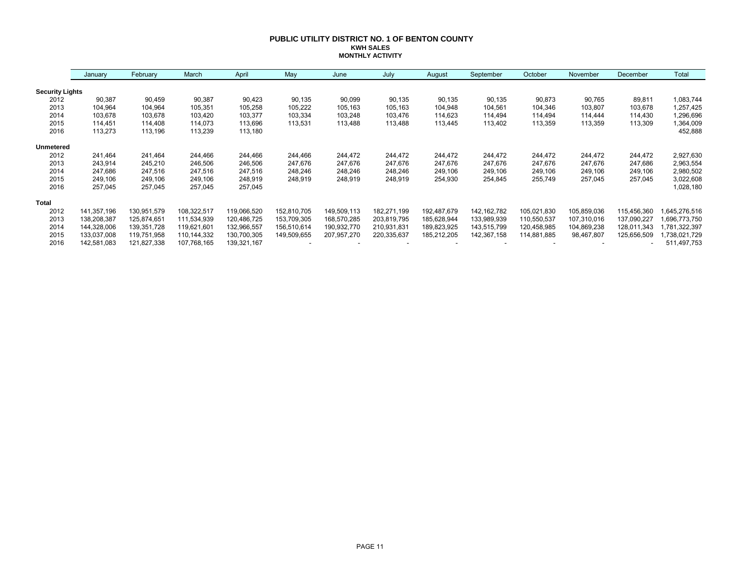# PUBLIC UTILITY DISTRICT NO. 1 OF BENTON COUNTY

## KWH SALES

### MONTHLY ACTIVITY

| | January | February | March | April | May | June | July | August | September | October | November | December | Total |
|---|---|---|---|---|---|---|---|---|---|---|---|---|---|
| **Security Lights** | | | | | | | | | | | | | |
| 2012 | 90,387 | 90,459 | 90,387 | 90,423 | 90,135 | 90,099 | 90,135 | 90,135 | 90,135 | 90,873 | 90,765 | 89,811 | 1,083,744 |
| 2013 | 104,964 | 104,964 | 105,351 | 105,258 | 105,222 | 105,163 | 105,163 | 104,948 | 104,561 | 104,346 | 103,807 | 103,678 | 1,257,425 |
| 2014 | 103,678 | 103,678 | 103,420 | 103,377 | 103,334 | 103,248 | 103,476 | 114,623 | 114,494 | 114,494 | 114,444 | 114,430 | 1,296,696 |
| 2015 | 114,451 | 114,408 | 114,073 | 113,696 | 113,531 | 113,488 | 113,488 | 113,445 | 113,402 | 113,359 | 113,359 | 113,309 | 1,364,009 |
| 2016 | 113,273 | 113,196 | 113,239 | 113,180 | | | | | | | | | 452,888 |
| **Unmetered** | | | | | | | | | | | | | |
| 2012 | 241,464 | 241,464 | 244,466 | 244,466 | 244,466 | 244,472 | 244,472 | 244,472 | 244,472 | 244,472 | 244,472 | 244,472 | 2,927,630 |
| 2013 | 243,914 | 245,210 | 246,506 | 246,506 | 247,676 | 247,676 | 247,676 | 247,676 | 247,676 | 247,676 | 247,676 | 247,686 | 2,963,554 |
| 2014 | 247,686 | 247,516 | 247,516 | 247,516 | 248,246 | 248,246 | 248,246 | 249,106 | 249,106 | 249,106 | 249,106 | 249,106 | 2,980,502 |
| 2015 | 249,106 | 249,106 | 249,106 | 248,919 | 248,919 | 248,919 | 248,919 | 254,930 | 254,845 | 255,749 | 257,045 | 257,045 | 3,022,608 |
| 2016 | 257,045 | 257,045 | 257,045 | 257,045 | | | | | | | | | 1,028,180 |
| **Total** | | | | | | | | | | | | | |
| 2012 | 141,357,196 | 130,951,579 | 108,322,517 | 119,066,520 | 152,810,705 | 149,509,113 | 182,271,199 | 192,487,679 | 142,162,782 | 105,021,830 | 105,859,036 | 115,456,360 | 1,645,276,516 |
| 2013 | 138,208,387 | 125,874,651 | 111,534,939 | 120,486,725 | 153,709,305 | 168,570,285 | 203,819,795 | 185,628,944 | 133,989,939 | 110,550,537 | 107,310,016 | 137,090,227 | 1,696,773,750 |
| 2014 | 144,328,006 | 139,351,728 | 119,621,601 | 132,966,557 | 156,510,614 | 190,932,770 | 210,931,831 | 189,823,925 | 143,515,799 | 120,458,985 | 104,869,238 | 128,011,343 | 1,781,322,397 |
| 2015 | 133,037,008 | 119,751,958 | 110,144,332 | 130,700,305 | 149,509,655 | 207,957,270 | 220,335,637 | 185,212,205 | 142,367,158 | 114,881,885 | 98,467,807 | 125,656,509 | 1,738,021,729 |
| 2016 | 142,581,083 | 121,827,338 | 107,768,165 | 139,321,167 | - | - | - | - | - | - | - | - | 511,497,753 |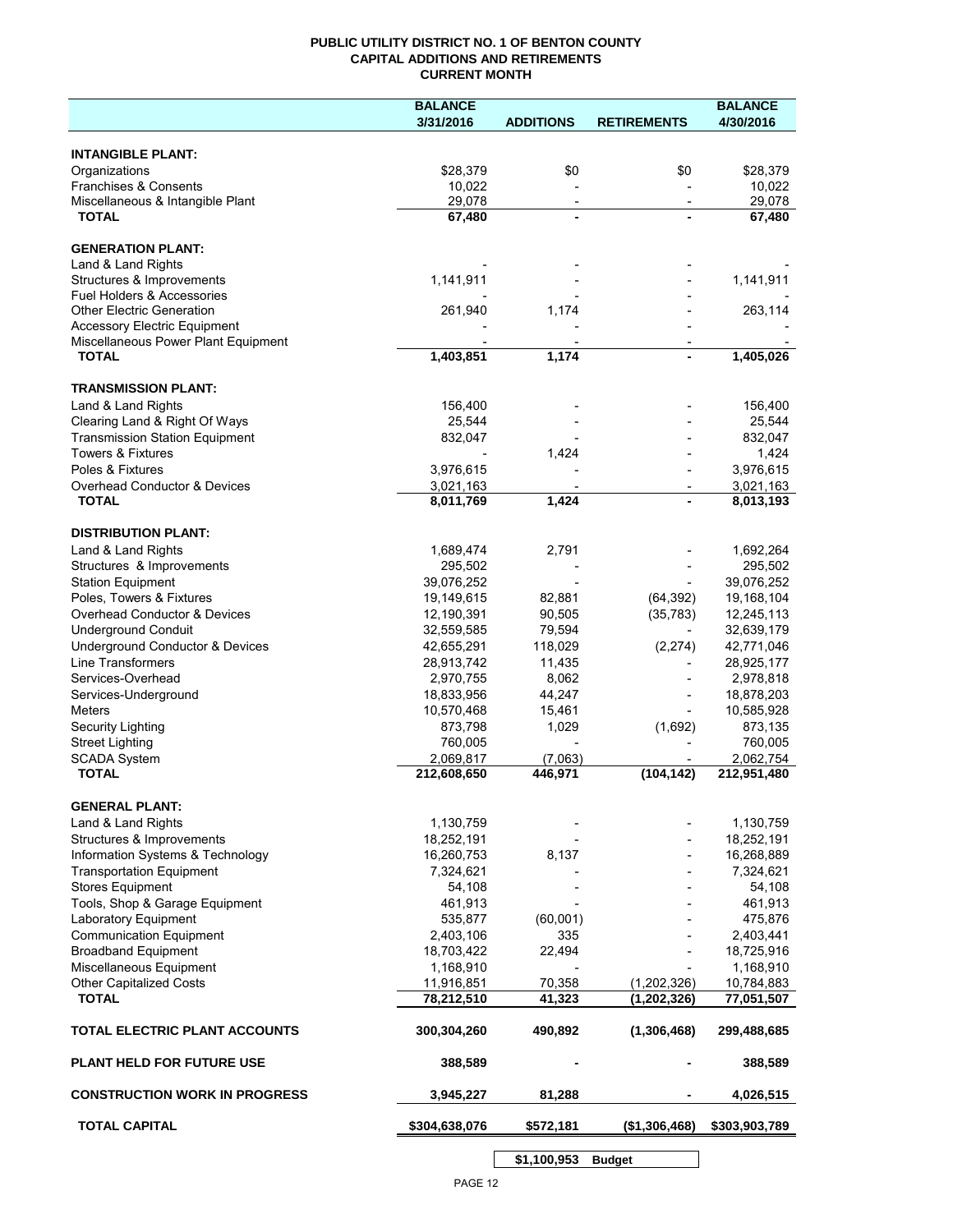# PUBLIC UTILITY DISTRICT NO. 1 OF BENTON COUNTY
## CAPITAL ADDITIONS AND RETIREMENTS
### CURRENT MONTH

| | BALANCE 3/31/2016 | ADDITIONS | RETIREMENTS | BALANCE 4/30/2016 |
|---|---|---|---|---|
| **INTANGIBLE PLANT:** | | | | |
| Organizations | $28,379 | $0 | $0 | $28,379 |
| Franchises & Consents | 10,022 | - | - | 10,022 |
| Miscellaneous & Intangible Plant | 29,078 | - | - | 29,078 |
| **TOTAL** | 67,480 | - | - | 67,480 |
| **GENERATION PLANT:** | | | | |
| Land & Land Rights | - | - | - | - |
| Structures & Improvements | 1,141,911 | - | - | 1,141,911 |
| Fuel Holders & Accessories | - | - | - | - |
| Other Electric Generation | 261,940 | 1,174 | - | 263,114 |
| Accessory Electric Equipment | - | - | - | - |
| Miscellaneous Power Plant Equipment | - | - | - | - |
| **TOTAL** | 1,403,851 | 1,174 | - | 1,405,026 |
| **TRANSMISSION PLANT:** | | | | |
| Land & Land Rights | 156,400 | - | - | 156,400 |
| Clearing Land & Right Of Ways | 25,544 | - | - | 25,544 |
| Transmission Station Equipment | 832,047 | - | - | 832,047 |
| Towers & Fixtures | - | 1,424 | - | 1,424 |
| Poles & Fixtures | 3,976,615 | - | - | 3,976,615 |
| Overhead Conductor & Devices | 3,021,163 | - | - | 3,021,163 |
| **TOTAL** | 8,011,769 | 1,424 | - | 8,013,193 |
| **DISTRIBUTION PLANT:** | | | | |
| Land & Land Rights | 1,689,474 | 2,791 | - | 1,692,264 |
| Structures & Improvements | 295,502 | - | - | 295,502 |
| Station Equipment | 39,076,252 | - | - | 39,076,252 |
| Poles, Towers & Fixtures | 19,149,615 | 82,881 | (64,392) | 19,168,104 |
| Overhead Conductor & Devices | 12,190,391 | 90,505 | (35,783) | 12,245,113 |
| Underground Conduit | 32,559,585 | 79,594 | - | 32,639,179 |
| Underground Conductor & Devices | 42,655,291 | 118,029 | (2,274) | 42,771,046 |
| Line Transformers | 28,913,742 | 11,435 | - | 28,925,177 |
| Services-Overhead | 2,970,755 | 8,062 | - | 2,978,818 |
| Services-Underground | 18,833,956 | 44,247 | - | 18,878,203 |
| Meters | 10,570,468 | 15,461 | - | 10,585,928 |
| Security Lighting | 873,798 | 1,029 | (1,692) | 873,135 |
| Street Lighting | 760,005 | - | - | 760,005 |
| SCADA System | 2,069,817 | (7,063) | - | 2,062,754 |
| **TOTAL** | 212,608,650 | 446,971 | (104,142) | 212,951,480 |
| **GENERAL PLANT:** | | | | |
| Land & Land Rights | 1,130,759 | - | - | 1,130,759 |
| Structures & Improvements | 18,252,191 | - | - | 18,252,191 |
| Information Systems & Technology | 16,260,753 | 8,137 | - | 16,268,889 |
| Transportation Equipment | 7,324,621 | - | - | 7,324,621 |
| Stores Equipment | 54,108 | - | - | 54,108 |
| Tools, Shop & Garage Equipment | 461,913 | - | - | 461,913 |
| Laboratory Equipment | 535,877 | (60,001) | - | 475,876 |
| Communication Equipment | 2,403,106 | 335 | - | 2,403,441 |
| Broadband Equipment | 18,703,422 | 22,494 | - | 18,725,916 |
| Miscellaneous Equipment | 1,168,910 | - | - | 1,168,910 |
| Other Capitalized Costs | 11,916,851 | 70,358 | (1,202,326) | 10,784,883 |
| **TOTAL** | 78,212,510 | 41,323 | (1,202,326) | 77,051,507 |
| **TOTAL ELECTRIC PLANT ACCOUNTS** | 300,304,260 | 490,892 | (1,306,468) | 299,488,685 |
| **PLANT HELD FOR FUTURE USE** | 388,589 | - | - | 388,589 |
| **CONSTRUCTION WORK IN PROGRESS** | 3,945,227 | 81,288 | - | 4,026,515 |
| **TOTAL CAPITAL** | $304,638,076 | $572,181 | ($1,306,468) | $303,903,789 |
| | | $1,100,953 | Budget | |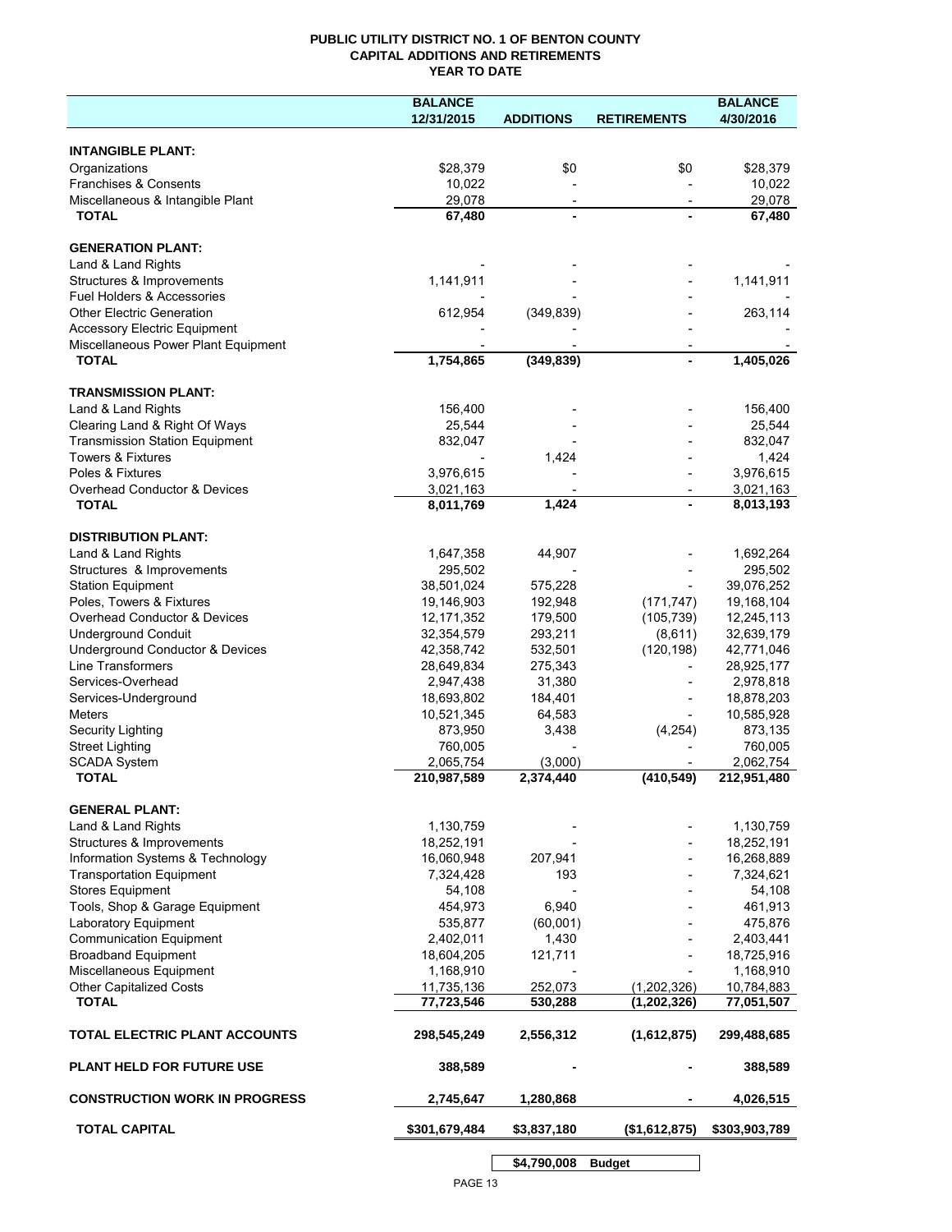**PUBLIC UTILITY DISTRICT NO. 1 OF BENTON COUNTY**
**CAPITAL ADDITIONS AND RETIREMENTS**
**YEAR TO DATE**

| | BALANCE 12/31/2015 | ADDITIONS | RETIREMENTS | BALANCE 4/30/2016 |
|---|---|---|---|---|
| **INTANGIBLE PLANT:** | | | | |
| Organizations | $28,379 | $0 | $0 | $28,379 |
| Franchises & Consents | 10,022 | - | - | 10,022 |
| Miscellaneous & Intangible Plant | 29,078 | - | - | 29,078 |
| **TOTAL** | **67,480** | **-** | **-** | **67,480** |
| **GENERATION PLANT:** | | | | |
| Land & Land Rights | - | - | - | - |
| Structures & Improvements | 1,141,911 | - | - | 1,141,911 |
| Fuel Holders & Accessories | - | - | - | - |
| Other Electric Generation | 612,954 | (349,839) | - | 263,114 |
| Accessory Electric Equipment | - | - | - | - |
| Miscellaneous Power Plant Equipment | - | - | - | - |
| **TOTAL** | **1,754,865** | **(349,839)** | **-** | **1,405,026** |
| **TRANSMISSION PLANT:** | | | | |
| Land & Land Rights | 156,400 | - | - | 156,400 |
| Clearing Land & Right Of Ways | 25,544 | - | - | 25,544 |
| Transmission Station Equipment | 832,047 | - | - | 832,047 |
| Towers & Fixtures | - | 1,424 | - | 1,424 |
| Poles & Fixtures | 3,976,615 | - | - | 3,976,615 |
| Overhead Conductor & Devices | 3,021,163 | - | - | 3,021,163 |
| **TOTAL** | **8,011,769** | **1,424** | **-** | **8,013,193** |
| **DISTRIBUTION PLANT:** | | | | |
| Land & Land Rights | 1,647,358 | 44,907 | - | 1,692,264 |
| Structures & Improvements | 295,502 | - | - | 295,502 |
| Station Equipment | 38,501,024 | 575,228 | - | 39,076,252 |
| Poles, Towers & Fixtures | 19,146,903 | 192,948 | (171,747) | 19,168,104 |
| Overhead Conductor & Devices | 12,171,352 | 179,500 | (105,739) | 12,245,113 |
| Underground Conduit | 32,354,579 | 293,211 | (8,611) | 32,639,179 |
| Underground Conductor & Devices | 42,358,742 | 532,501 | (120,198) | 42,771,046 |
| Line Transformers | 28,649,834 | 275,343 | - | 28,925,177 |
| Services-Overhead | 2,947,438 | 31,380 | - | 2,978,818 |
| Services-Underground | 18,693,802 | 184,401 | - | 18,878,203 |
| Meters | 10,521,345 | 64,583 | - | 10,585,928 |
| Security Lighting | 873,950 | 3,438 | (4,254) | 873,135 |
| Street Lighting | 760,005 | - | - | 760,005 |
| SCADA System | 2,065,754 | (3,000) | - | 2,062,754 |
| **TOTAL** | **210,987,589** | **2,374,440** | **(410,549)** | **212,951,480** |
| **GENERAL PLANT:** | | | | |
| Land & Land Rights | 1,130,759 | - | - | 1,130,759 |
| Structures & Improvements | 18,252,191 | - | - | 18,252,191 |
| Information Systems & Technology | 16,060,948 | 207,941 | - | 16,268,889 |
| Transportation Equipment | 7,324,428 | 193 | - | 7,324,621 |
| Stores Equipment | 54,108 | - | - | 54,108 |
| Tools, Shop & Garage Equipment | 454,973 | 6,940 | - | 461,913 |
| Laboratory Equipment | 535,877 | (60,001) | - | 475,876 |
| Communication Equipment | 2,402,011 | 1,430 | - | 2,403,441 |
| Broadband Equipment | 18,604,205 | 121,711 | - | 18,725,916 |
| Miscellaneous Equipment | 1,168,910 | - | - | 1,168,910 |
| Other Capitalized Costs | 11,735,136 | 252,073 | (1,202,326) | 10,784,883 |
| **TOTAL** | **77,723,546** | **530,288** | **(1,202,326)** | **77,051,507** |
| **TOTAL ELECTRIC PLANT ACCOUNTS** | **298,545,249** | **2,556,312** | **(1,612,875)** | **299,488,685** |
| **PLANT HELD FOR FUTURE USE** | **388,589** | **-** | **-** | **388,589** |
| **CONSTRUCTION WORK IN PROGRESS** | **2,745,647** | **1,280,868** | **-** | **4,026,515** |
| **TOTAL CAPITAL** | **$301,679,484** | **$3,837,180** | **($1,612,875)** | **$303,903,789** |
| | | **$4,790,008** | **Budget** | |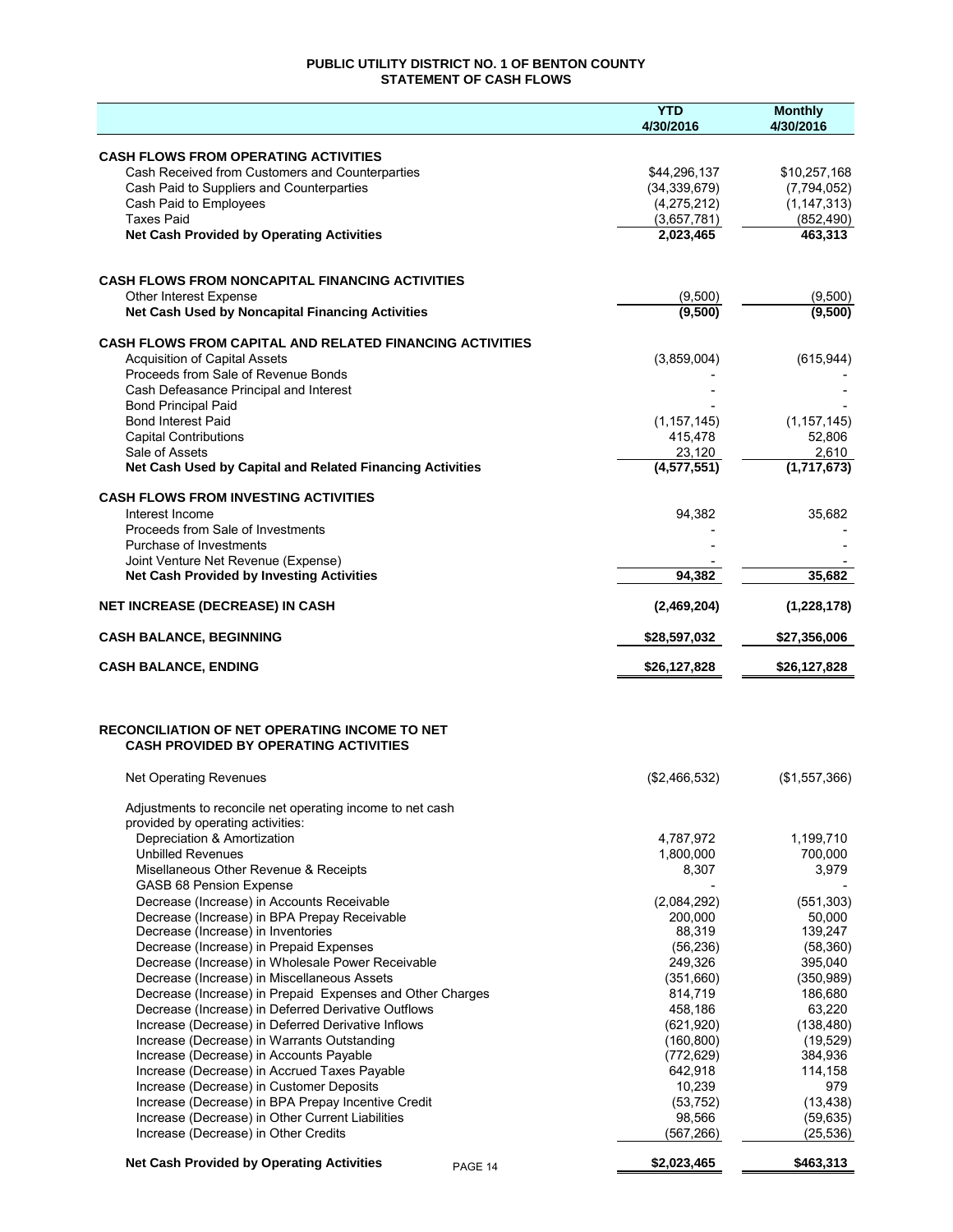# PUBLIC UTILITY DISTRICT NO. 1 OF BENTON COUNTY
## STATEMENT OF CASH FLOWS

| | YTD 4/30/2016 | Monthly 4/30/2016 |
|---|---|---|
| **CASH FLOWS FROM OPERATING ACTIVITIES** | | |
| Cash Received from Customers and Counterparties | $44,296,137 | $10,257,168 |
| Cash Paid to Suppliers and Counterparties | (34,339,679) | (7,794,052) |
| Cash Paid to Employees | (4,275,212) | (1,147,313) |
| Taxes Paid | (3,657,781) | (852,490) |
| **Net Cash Provided by Operating Activities** | **2,023,465** | **463,313** |
| **CASH FLOWS FROM NONCAPITAL FINANCING ACTIVITIES** | | |
| Other Interest Expense | (9,500) | (9,500) |
| **Net Cash Used by Noncapital Financing Activities** | **(9,500)** | **(9,500)** |
| **CASH FLOWS FROM CAPITAL AND RELATED FINANCING ACTIVITIES** | | |
| Acquisition of Capital Assets | (3,859,004) | (615,944) |
| Proceeds from Sale of Revenue Bonds | - | - |
| Cash Defeasance Principal and Interest | - | - |
| Bond Principal Paid | - | - |
| Bond Interest Paid | (1,157,145) | (1,157,145) |
| Capital Contributions | 415,478 | 52,806 |
| Sale of Assets | 23,120 | 2,610 |
| **Net Cash Used by Capital and Related Financing Activities** | **(4,577,551)** | **(1,717,673)** |
| **CASH FLOWS FROM INVESTING ACTIVITIES** | | |
| Interest Income | 94,382 | 35,682 |
| Proceeds from Sale of Investments | - | - |
| Purchase of Investments | - | - |
| Joint Venture Net Revenue (Expense) | - | - |
| **Net Cash Provided by Investing Activities** | **94,382** | **35,682** |
| **NET INCREASE (DECREASE) IN CASH** | **(2,469,204)** | **(1,228,178)** |
| **CASH BALANCE, BEGINNING** | **$28,597,032** | **$27,356,006** |
| **CASH BALANCE, ENDING** | **$26,127,828** | **$26,127,828** |

## RECONCILIATION OF NET OPERATING INCOME TO NET CASH PROVIDED BY OPERATING ACTIVITIES

| | YTD 4/30/2016 | Monthly 4/30/2016 |
|---|---|---|
| Net Operating Revenues | ($2,466,532) | ($1,557,366) |
| Adjustments to reconcile net operating income to net cash provided by operating activities: | | |
| Depreciation & Amortization | 4,787,972 | 1,199,710 |
| Unbilled Revenues | 1,800,000 | 700,000 |
| Misellaneous Other Revenue & Receipts | 8,307 | 3,979 |
| GASB 68 Pension Expense | - | - |
| Decrease (Increase) in Accounts Receivable | (2,084,292) | (551,303) |
| Decrease (Increase) in BPA Prepay Receivable | 200,000 | 50,000 |
| Decrease (Increase) in Inventories | 88,319 | 139,247 |
| Decrease (Increase) in Prepaid Expenses | (56,236) | (58,360) |
| Decrease (Increase) in Wholesale Power Receivable | 249,326 | 395,040 |
| Decrease (Increase) in Miscellaneous Assets | (351,660) | (350,989) |
| Decrease (Increase) in Prepaid Expenses and Other Charges | 814,719 | 186,680 |
| Decrease (Increase) in Deferred Derivative Outflows | 458,186 | 63,220 |
| Increase (Decrease) in Deferred Derivative Inflows | (621,920) | (138,480) |
| Increase (Decrease) in Warrants Outstanding | (160,800) | (19,529) |
| Increase (Decrease) in Accounts Payable | (772,629) | 384,936 |
| Increase (Decrease) in Accrued Taxes Payable | 642,918 | 114,158 |
| Increase (Decrease) in Customer Deposits | 10,239 | 979 |
| Increase (Decrease) in BPA Prepay Incentive Credit | (53,752) | (13,438) |
| Increase (Decrease) in Other Current Liabilities | 98,566 | (59,635) |
| Increase (Decrease) in Other Credits | (567,266) | (25,536) |
| **Net Cash Provided by Operating Activities** | **$2,023,465** | **$463,313** |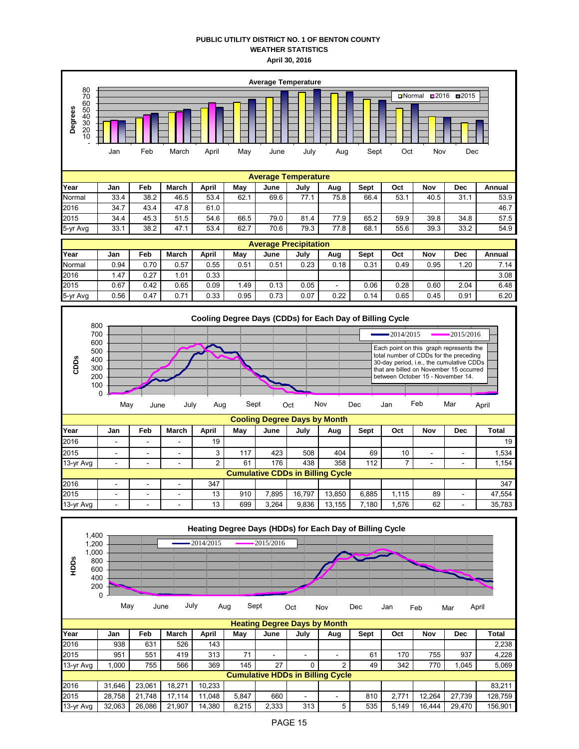**PUBLIC UTILITY DISTRICT NO. 1 OF BENTON COUNTY**
**WEATHER STATISTICS**
**April 30, 2016**

**Average Temperature**

| Year | Jan | Feb | March | April | May | June | July | Aug | Sept | Oct | Nov | Dec | Annual |
|---|---|---|---|---|---|---|---|---|---|---|---|---|---|
| Normal | 33.4 | 38.2 | 46.5 | 53.4 | 62.1 | 69.6 | 77.1 | 75.8 | 66.4 | 53.1 | 40.5 | 31.1 | 53.9 |
| 2016 | 34.7 | 43.4 | 47.8 | 61.0 | | | | | | | | | 46.7 |
| 2015 | 34.4 | 45.3 | 51.5 | 54.6 | 66.5 | 79.0 | 81.4 | 77.9 | 65.2 | 59.9 | 39.8 | 34.8 | 57.5 |
| 5-yr Avg | 33.1 | 38.2 | 47.1 | 53.4 | 62.7 | 70.6 | 79.3 | 77.8 | 68.1 | 55.6 | 39.3 | 33.2 | 54.9 |

**Average Precipitation**

| Year | Jan | Feb | March | April | May | June | July | Aug | Sept | Oct | Nov | Dec | Annual |
|---|---|---|---|---|---|---|---|---|---|---|---|---|---|
| Normal | 0.94 | 0.70 | 0.57 | 0.55 | 0.51 | 0.51 | 0.23 | 0.18 | 0.31 | 0.49 | 0.95 | 1.20 | 7.14 |
| 2016 | 1.47 | 0.27 | 1.01 | 0.33 | | | | | | | | | 3.08 |
| 2015 | 0.67 | 0.42 | 0.65 | 0.09 | 1.49 | 0.13 | 0.05 | - | 0.06 | 0.28 | 0.60 | 2.04 | 6.48 |
| 5-yr Avg | 0.56 | 0.47 | 0.71 | 0.33 | 0.95 | 0.73 | 0.07 | 0.22 | 0.14 | 0.65 | 0.45 | 0.91 | 6.20 |

**Cooling Degree Days (CDDs) for Each Day of Billing Cycle**

Each point on this graph represents the total number of CDDs for the preceding 30-day period, i.e., the cumulative CDDs that are billed on November 15 occurred between October 15 - November 14.

**Cooling Degree Days by Month**

| Year | Jan | Feb | March | April | May | June | July | Aug | Sept | Oct | Nov | Dec | Total |
|---|---|---|---|---|---|---|---|---|---|---|---|---|---|
| 2016 | - | - | - | 19 | | | | | | | | | 19 |
| 2015 | - | - | - | 3 | 117 | 423 | 508 | 404 | 69 | 10 | - | - | 1,534 |
| 13-yr Avg | - | - | - | 2 | 61 | 176 | 438 | 358 | 112 | 7 | - | - | 1,154 |
| **Cumulative CDDs in Billing Cycle** | | | | | | | | | | | | | |
| 2016 | - | - | - | 347 | | | | | | | | | 347 |
| 2015 | - | - | - | 13 | 910 | 7,895 | 16,797 | 13,850 | 6,885 | 1,115 | 89 | - | 47,554 |
| 13-yr Avg | - | - | - | 13 | 699 | 3,264 | 9,836 | 13,155 | 7,180 | 1,576 | 62 | - | 35,783 |

**Heating Degree Days (HDDs) for Each Day of Billing Cycle**

**Heating Degree Days by Month**

| Year | Jan | Feb | March | April | May | June | July | Aug | Sept | Oct | Nov | Dec | Total |
|---|---|---|---|---|---|---|---|---|---|---|---|---|---|
| 2016 | 938 | 631 | 526 | 143 | | | | | | | | | 2,238 |
| 2015 | 951 | 551 | 419 | 313 | 71 | - | - | - | 61 | 170 | 755 | 937 | 4,228 |
| 13-yr Avg | 1,000 | 755 | 566 | 369 | 145 | 27 | 0 | 2 | 49 | 342 | 770 | 1,045 | 5,069 |
| **Cumulative HDDs in Billing Cycle** | | | | | | | | | | | | | |
| 2016 | 31,646 | 23,061 | 18,271 | 10,233 | | | | | | | | | 83,211 |
| 2015 | 28,758 | 21,748 | 17,114 | 11,048 | 5,847 | 660 | - | - | 810 | 2,771 | 12,264 | 27,739 | 128,759 |
| 13-yr Avg | 32,063 | 26,086 | 21,907 | 14,380 | 8,215 | 2,333 | 313 | 5 | 535 | 5,149 | 16,444 | 29,470 | 156,901 |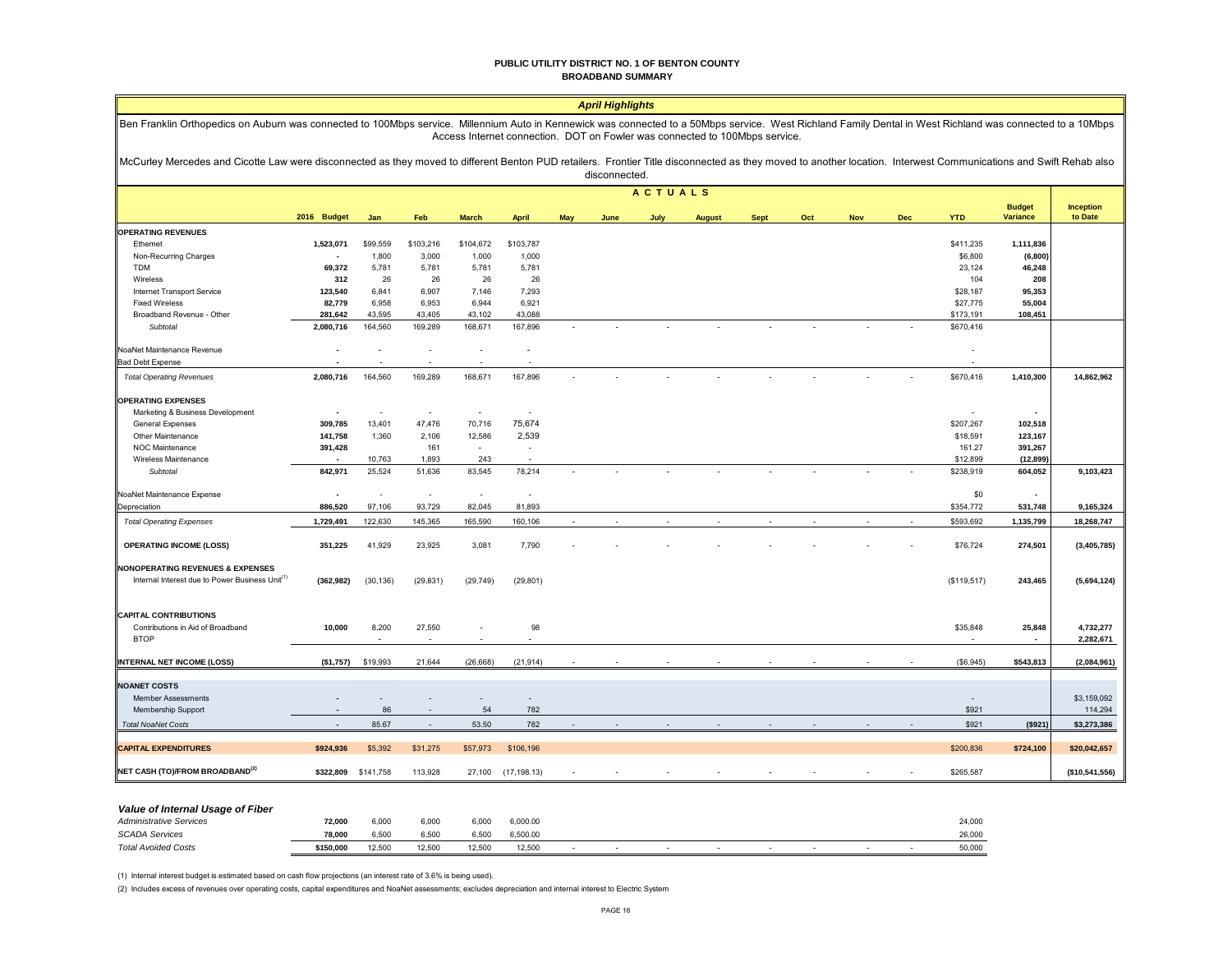# PUBLIC UTILITY DISTRICT NO. 1 OF BENTON COUNTY
## BROADBAND SUMMARY

### *April Highlights*

Ben Franklin Orthopedics on Auburn was connected to 100Mbps service. Millennium Auto in Kennewick was connected to a 50Mbps service. West Richland Family Dental in West Richland was connected to a 10Mbps Access Internet connection. DOT on Fowler was connected to 100Mbps service.

McCurley Mercedes and Cicotte Law were disconnected as they moved to different Benton PUD retailers. Frontier Title disconnected as they moved to another location. Interwest Communications and Swift Rehab also disconnected.

| | 2016 Budget | Jan | Feb | March | April | May | June | July | August | Sept | Oct | Nov | Dec | YTD | Budget Variance | Inception to Date |
|---|---|---|---|---|---|---|---|---|---|---|---|---|---|---|---|---|
| | | ACTUALS | | | | | | | | | | | | | | |
| **OPERATING REVENUES** | | | | | | | | | | | | | | | | |
| Ethernet | 1,523,071 | $99,559 | $103,216 | $104,672 | $103,787 | | | | | | | | | $411,235 | 1,111,836 | |
| Non-Recurring Charges | - | 1,800 | 3,000 | 1,000 | 1,000 | | | | | | | | | $6,800 | (6,800) | |
| TDM | 69,372 | 5,781 | 5,781 | 5,781 | 5,781 | | | | | | | | | 23,124 | 46,248 | |
| Wireless | 312 | 26 | 26 | 26 | 26 | | | | | | | | | 104 | 208 | |
| Internet Transport Service | 123,540 | 6,841 | 6,907 | 7,146 | 7,293 | | | | | | | | | $28,187 | 95,353 | |
| Fixed Wireless | 82,779 | 6,958 | 6,953 | 6,944 | 6,921 | | | | | | | | | $27,775 | 55,004 | |
| Broadband Revenue - Other | 281,642 | 43,595 | 43,405 | 43,102 | 43,088 | | | | | | | | | $173,191 | 108,451 | |
| *Subtotal* | 2,080,716 | 164,560 | 169,289 | 168,671 | 167,896 | - | - | - | - | - | - | - | - | $670,416 | | |
| NoaNet Maintenance Revenue | - | - | - | - | - | | | | | | | | | - | | |
| Bad Debt Expense | - | - | - | - | - | | | | | | | | | - | | |
| *Total Operating Revenues* | 2,080,716 | 164,560 | 169,289 | 168,671 | 167,896 | - | - | - | - | - | - | - | - | $670,416 | 1,410,300 | 14,862,962 |
| **OPERATING EXPENSES** | | | | | | | | | | | | | | | | |
| Marketing & Business Development | - | - | - | - | - | | | | | | | | | - | - | |
| General Expenses | 309,785 | 13,401 | 47,476 | 70,716 | 75,674 | | | | | | | | | $207,267 | 102,518 | |
| Other Maintenance | 141,758 | 1,360 | 2,106 | 12,586 | 2,539 | | | | | | | | | $18,591 | 123,167 | |
| NOC Maintenance | 391,428 | | 161 | - | - | | | | | | | | | 161.27 | 391,267 | |
| Wireless Maintenance | - | 10,763 | 1,893 | 243 | - | | | | | | | | | $12,899 | (12,899) | |
| *Subtotal* | 842,971 | 25,524 | 51,636 | 83,545 | 78,214 | - | - | - | - | - | - | - | - | $238,919 | 604,052 | 9,103,423 |
| NoaNet Maintenance Expense | - | - | - | - | - | | | | | | | | | $0 | - | |
| Depreciation | 886,520 | 97,106 | 93,729 | 82,045 | 81,893 | | | | | | | | | $354,772 | 531,748 | 9,165,324 |
| *Total Operating Expenses* | 1,729,491 | 122,630 | 145,365 | 165,590 | 160,106 | - | - | - | - | - | - | - | - | $593,692 | 1,135,799 | 18,268,747 |
| **OPERATING INCOME (LOSS)** | 351,225 | 41,929 | 23,925 | 3,081 | 7,790 | - | - | - | - | - | - | - | - | $76,724 | 274,501 | (3,405,785) |
| **NONOPERATING REVENUES & EXPENSES** | | | | | | | | | | | | | | | | |
| Internal Interest due to Power Business Unit[1] | (362,982) | (30,136) | (29,831) | (29,749) | (29,801) | | | | | | | | | ($119,517) | 243,465 | (5,694,124) |
| **CAPITAL CONTRIBUTIONS** | | | | | | | | | | | | | | | | |
| Contributions in Aid of Broadband | 10,000 | 8,200 | 27,550 | - | 98 | | | | | | | | | $35,848 | 25,848 | 4,732,277 |
| BTOP | | - | - | - | - | | | | | | | | | - | - | 2,282,671 |
| **INTERNAL NET INCOME (LOSS)** | ($1,757) | $19,993 | 21,644 | (26,668) | (21,914) | - | - | - | - | - | - | - | - | ($6,945) | $543,813 | (2,084,961) |
| **NOANET COSTS** | | | | | | | | | | | | | | | | |
| Member Assessments | - | - | - | - | - | | | | | | | | | - | | $3,159,092 |
| Membership Support | - | 86 | - | 54 | 782 | | | | | | | | | $921 | | 114,294 |
| *Total NoaNet Costs* | - | 85.67 | - | 53.50 | 782 | - | - | - | - | - | - | - | - | $921 | ($921) | $3,273,386 |
| **CAPITAL EXPENDITURES** | $924,936 | $5,392 | $31,275 | $57,973 | $106,196 | | | | | | | | | $200,836 | $724,100 | $20,042,657 |
| **NET CASH (TO)/FROM BROADBAND[2]** | $322,809 | $141,758 | 113,928 | 27,100 | (17,198.13) | - | - | - | - | - | - | - | - | $265,587 | | ($10,541,556) |

### *Value of Internal Usage of Fiber*

| | 2016 Budget | Jan | Feb | March | April | May | June | July | August | Sept | Oct | Nov | Dec | YTD |
|---|---|---|---|---|---|---|---|---|---|---|---|---|---|---|
| *Administrative Services* | 72,000 | 6,000 | 6,000 | 6,000 | 6,000.00 | | | | | | | | | 24,000 |
| *SCADA Services* | 78,000 | 6,500 | 6,500 | 6,500 | 6,500.00 | | | | | | | | | 26,000 |
| *Total Avoided Costs* | $150,000 | 12,500 | 12,500 | 12,500 | 12,500 | - | - | - | - | - | - | - | - | 50,000 |

(1) Internal interest budget is estimated based on cash flow projections (an interest rate of 3.6% is being used).

(2) Includes excess of revenues over operating costs, capital expenditures and NoaNet assessments; excludes depreciation and internal interest to Electric System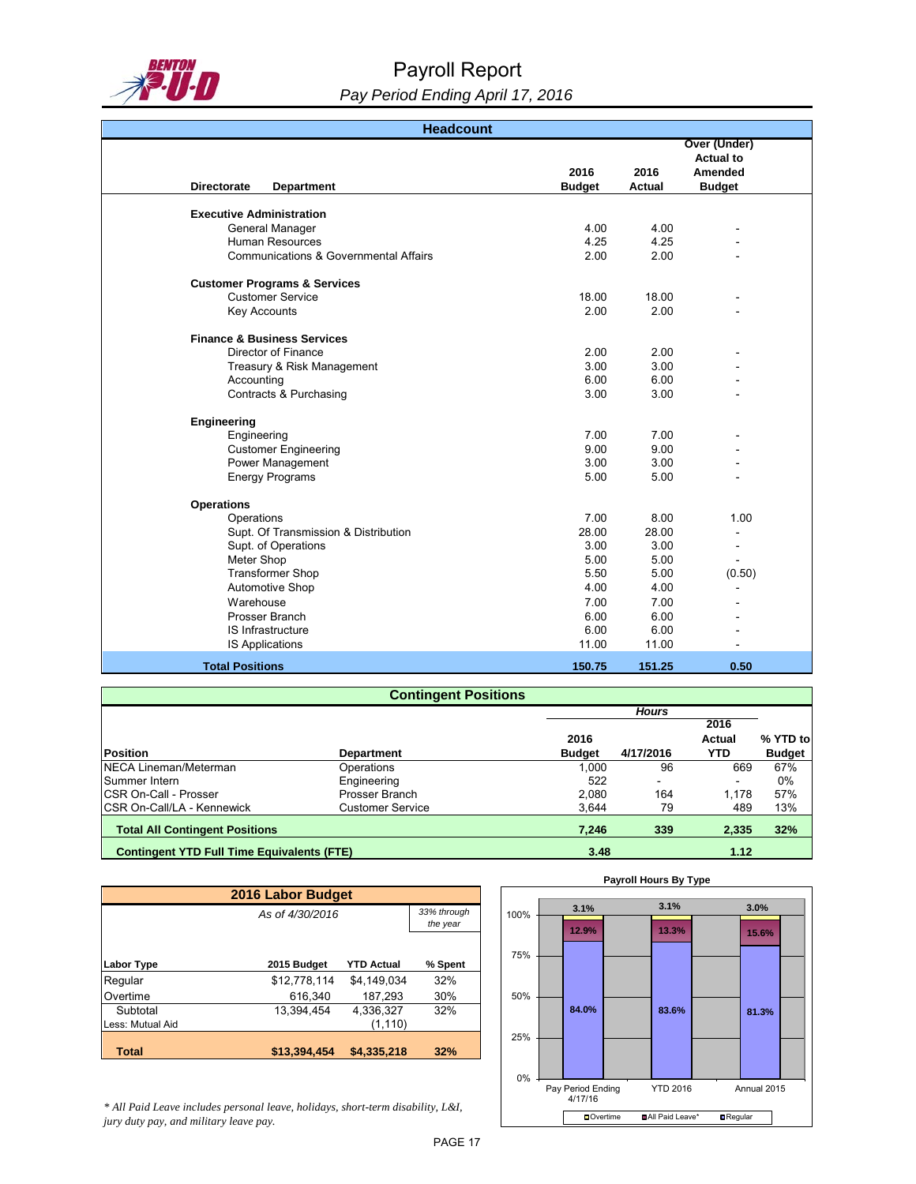# Payroll Report

*Pay Period Ending April 17, 2016*

## Headcount

| Directorate / Department | 2016 Budget | 2016 Actual | Over (Under) Actual to Amended Budget |
|---|---|---|---|
| **Executive Administration** | | | |
| General Manager | 4.00 | 4.00 | - |
| Human Resources | 4.25 | 4.25 | - |
| Communications & Governmental Affairs | 2.00 | 2.00 | - |
| **Customer Programs & Services** | | | |
| Customer Service | 18.00 | 18.00 | - |
| Key Accounts | 2.00 | 2.00 | - |
| **Finance & Business Services** | | | |
| Director of Finance | 2.00 | 2.00 | - |
| Treasury & Risk Management | 3.00 | 3.00 | - |
| Accounting | 6.00 | 6.00 | - |
| Contracts & Purchasing | 3.00 | 3.00 | - |
| **Engineering** | | | |
| Engineering | 7.00 | 7.00 | - |
| Customer Engineering | 9.00 | 9.00 | - |
| Power Management | 3.00 | 3.00 | - |
| Energy Programs | 5.00 | 5.00 | - |
| **Operations** | | | |
| Operations | 7.00 | 8.00 | 1.00 |
| Supt. Of Transmission & Distribution | 28.00 | 28.00 | - |
| Supt. of Operations | 3.00 | 3.00 | - |
| Meter Shop | 5.00 | 5.00 | - |
| Transformer Shop | 5.50 | 5.00 | (0.50) |
| Automotive Shop | 4.00 | 4.00 | - |
| Warehouse | 7.00 | 7.00 | - |
| Prosser Branch | 6.00 | 6.00 | - |
| IS Infrastructure | 6.00 | 6.00 | - |
| IS Applications | 11.00 | 11.00 | - |
| **Total Positions** | **150.75** | **151.25** | **0.50** |

## Contingent Positions

| Position | Department | Hours: 2016 Budget | Hours: 4/17/2016 | Hours: 2016 Actual YTD | % YTD to Budget |
|---|---|---|---|---|---|
| NECA Lineman/Meterman | Operations | 1,000 | 96 | 669 | 67% |
| Summer Intern | Engineering | 522 | - | - | 0% |
| CSR On-Call - Prosser | Prosser Branch | 2,080 | 164 | 1,178 | 57% |
| CSR On-Call/LA - Kennewick | Customer Service | 3,644 | 79 | 489 | 13% |
| **Total All Contingent Positions** | | **7,246** | **339** | **2,335** | **32%** |
| **Contingent YTD Full Time Equivalents (FTE)** | | **3.48** | | **1.12** | |

## 2016 Labor Budget

*As of 4/30/2016* — *33% through the year*

| Labor Type | 2015 Budget | YTD Actual | % Spent |
|---|---|---|---|
| Regular | $12,778,114 | $4,149,034 | 32% |
| Overtime | 616,340 | 187,293 | 30% |
| Subtotal | 13,394,454 | 4,336,327 | 32% |
| Less: Mutual Aid | | (1,110) | |
| **Total** | **$13,394,454** | **$4,335,218** | **32%** |

*\* All Paid Leave includes personal leave, holidays, short-term disability, L&I, jury duty pay, and military leave pay.*

**Payroll Hours By Type**

100%, 75%, 50%, 25%, 0%

Pay Period Ending 4/17/16: 3.1%, 12.9%, 84.0%

YTD 2016: 3.1%, 13.3%, 83.6%

Annual 2015: 3.0%, 15.6%, 81.3%

Overtime, All Paid Leave*, Regular